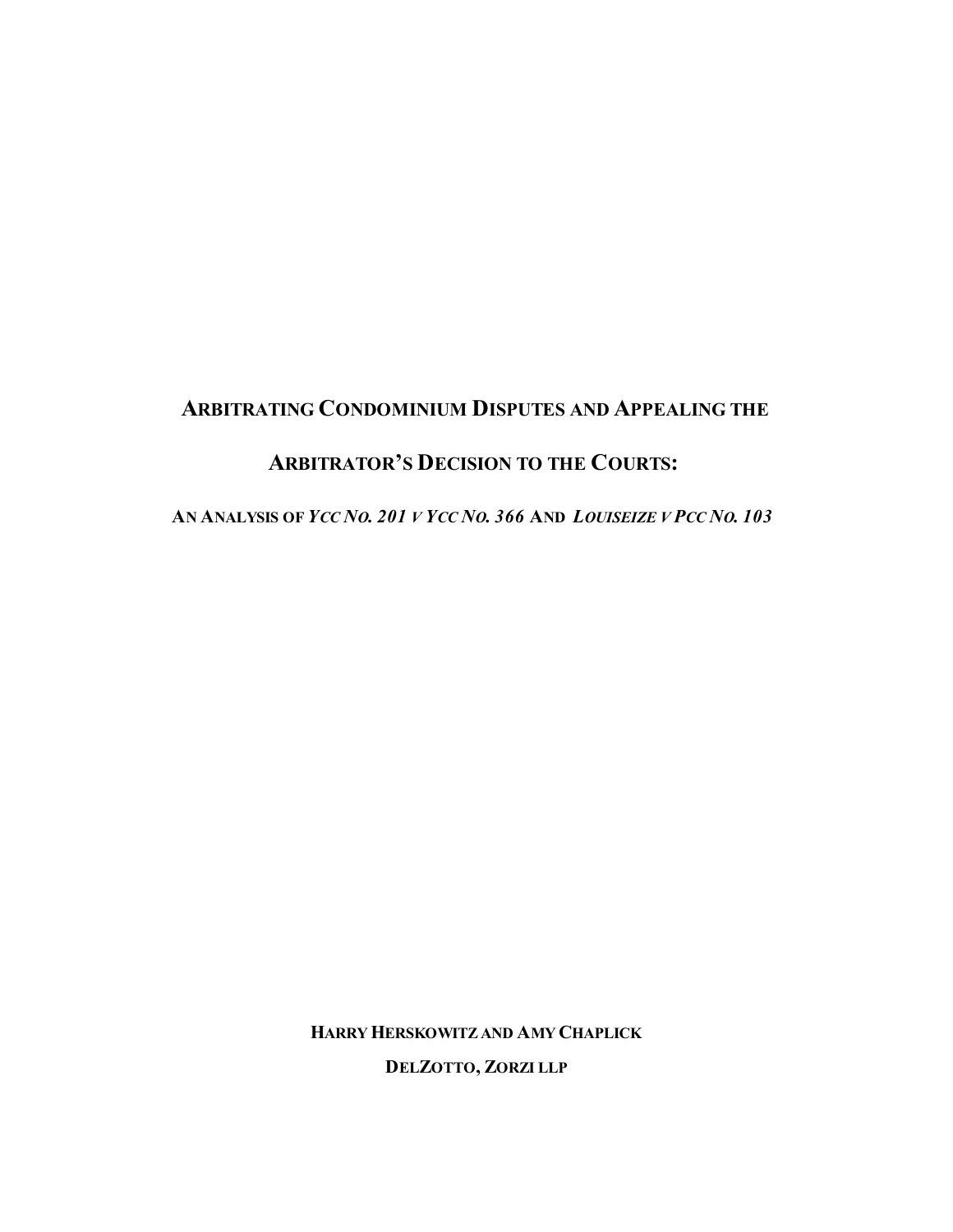# ARBITRATING CONDOMINIUM DISPUTES AND APPEALING THE ARBITRATOR'S DECISION TO THE COURTS:

## AN ANALYSIS OF *YCC NO. 201 V YCC NO. 366* AND *LOUISEIZE V PCC NO. 103*

**HARRY HERSKOWITZ AND AMY CHAPLICK**

**DELZOTTO, ZORZI LLP**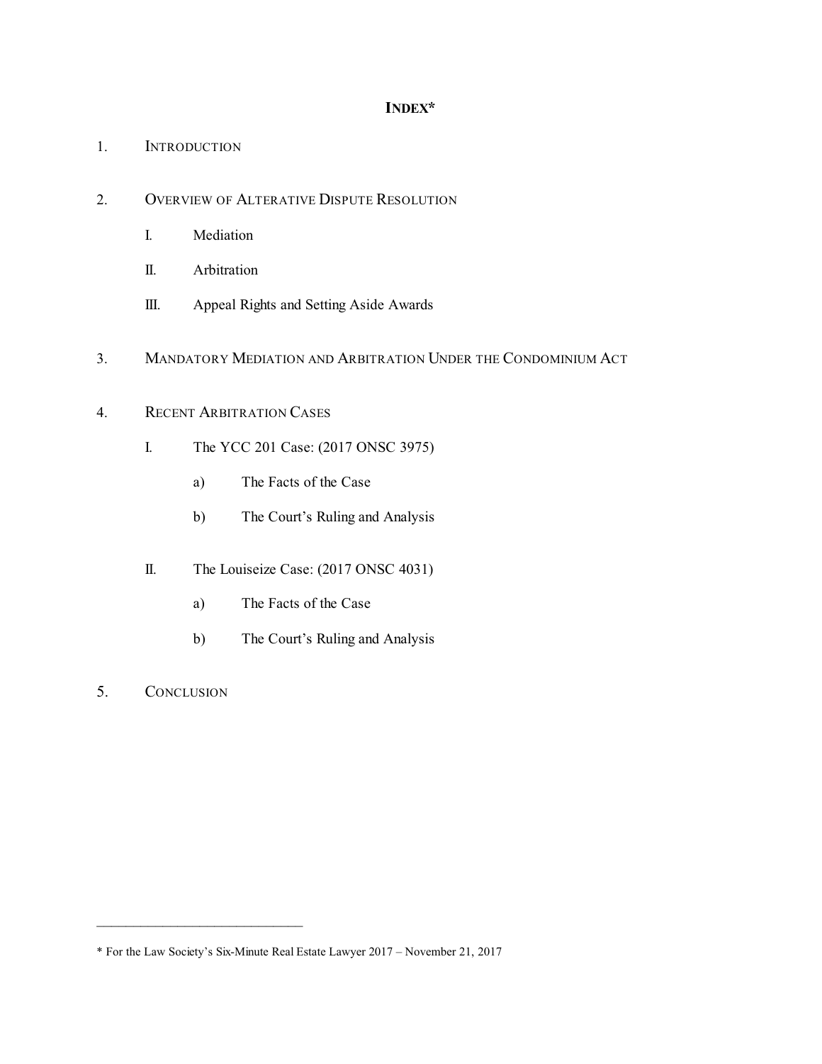# INDEX*

1. INTRODUCTION

2. OVERVIEW OF ALTERATIVE DISPUTE RESOLUTION

   I. Mediation

   II. Arbitration

   III. Appeal Rights and Setting Aside Awards

3. MANDATORY MEDIATION AND ARBITRATION UNDER THE CONDOMINIUM ACT

4. RECENT ARBITRATION CASES

   I. The YCC 201 Case: (2017 ONSC 3975)

      a) The Facts of the Case

      b) The Court's Ruling and Analysis

   II. The Louiseize Case: (2017 ONSC 4031)

      a) The Facts of the Case

      b) The Court's Ruling and Analysis

5. CONCLUSION

---

* For the Law Society's Six-Minute Real Estate Lawyer 2017 – November 21, 2017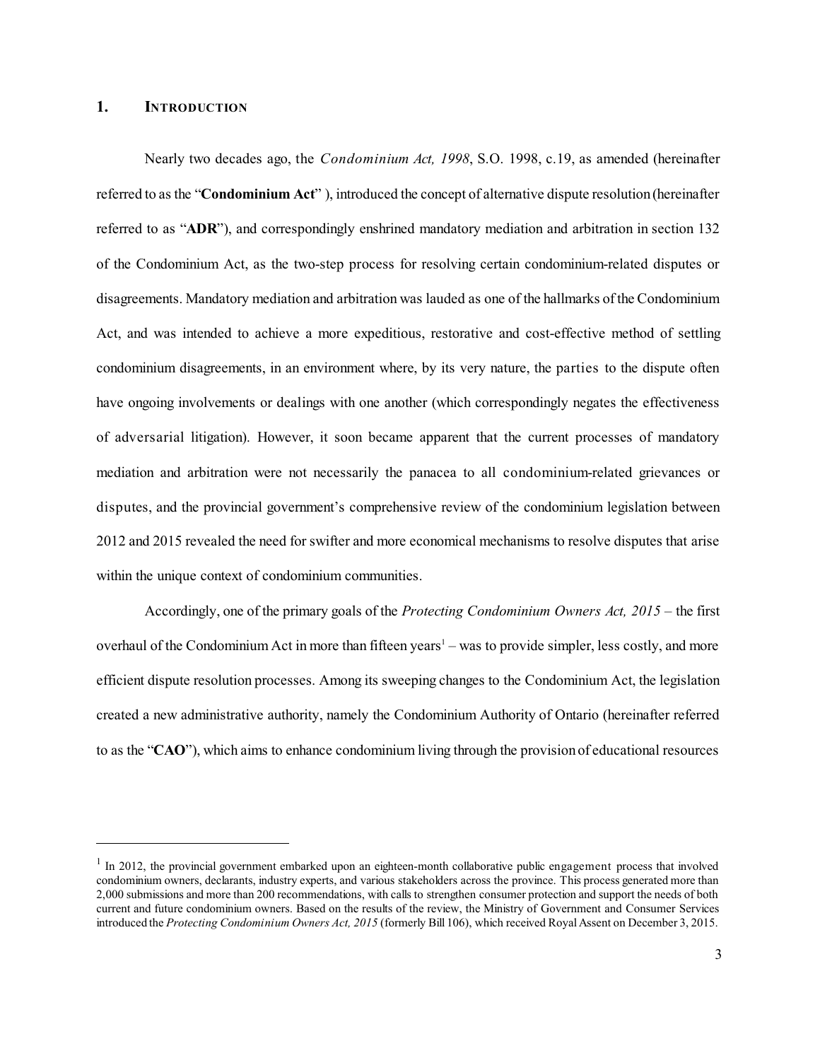## 1. INTRODUCTION

Nearly two decades ago, the *Condominium Act, 1998*, S.O. 1998, c.19, as amended (hereinafter referred to as the "**Condominium Act**" ), introduced the concept of alternative dispute resolution (hereinafter referred to as "**ADR**"), and correspondingly enshrined mandatory mediation and arbitration in section 132 of the Condominium Act, as the two-step process for resolving certain condominium-related disputes or disagreements. Mandatory mediation and arbitration was lauded as one of the hallmarks of the Condominium Act, and was intended to achieve a more expeditious, restorative and cost-effective method of settling condominium disagreements, in an environment where, by its very nature, the parties to the dispute often have ongoing involvements or dealings with one another (which correspondingly negates the effectiveness of adversarial litigation). However, it soon became apparent that the current processes of mandatory mediation and arbitration were not necessarily the panacea to all condominium-related grievances or disputes, and the provincial government's comprehensive review of the condominium legislation between 2012 and 2015 revealed the need for swifter and more economical mechanisms to resolve disputes that arise within the unique context of condominium communities.

Accordingly, one of the primary goals of the *Protecting Condominium Owners Act, 2015* – the first overhaul of the Condominium Act in more than fifteen years[1] – was to provide simpler, less costly, and more efficient dispute resolution processes. Among its sweeping changes to the Condominium Act, the legislation created a new administrative authority, namely the Condominium Authority of Ontario (hereinafter referred to as the "**CAO**"), which aims to enhance condominium living through the provision of educational resources

---

[1] In 2012, the provincial government embarked upon an eighteen-month collaborative public engagement process that involved condominium owners, declarants, industry experts, and various stakeholders across the province. This process generated more than 2,000 submissions and more than 200 recommendations, with calls to strengthen consumer protection and support the needs of both current and future condominium owners. Based on the results of the review, the Ministry of Government and Consumer Services introduced the *Protecting Condominium Owners Act, 2015* (formerly Bill 106), which received Royal Assent on December 3, 2015.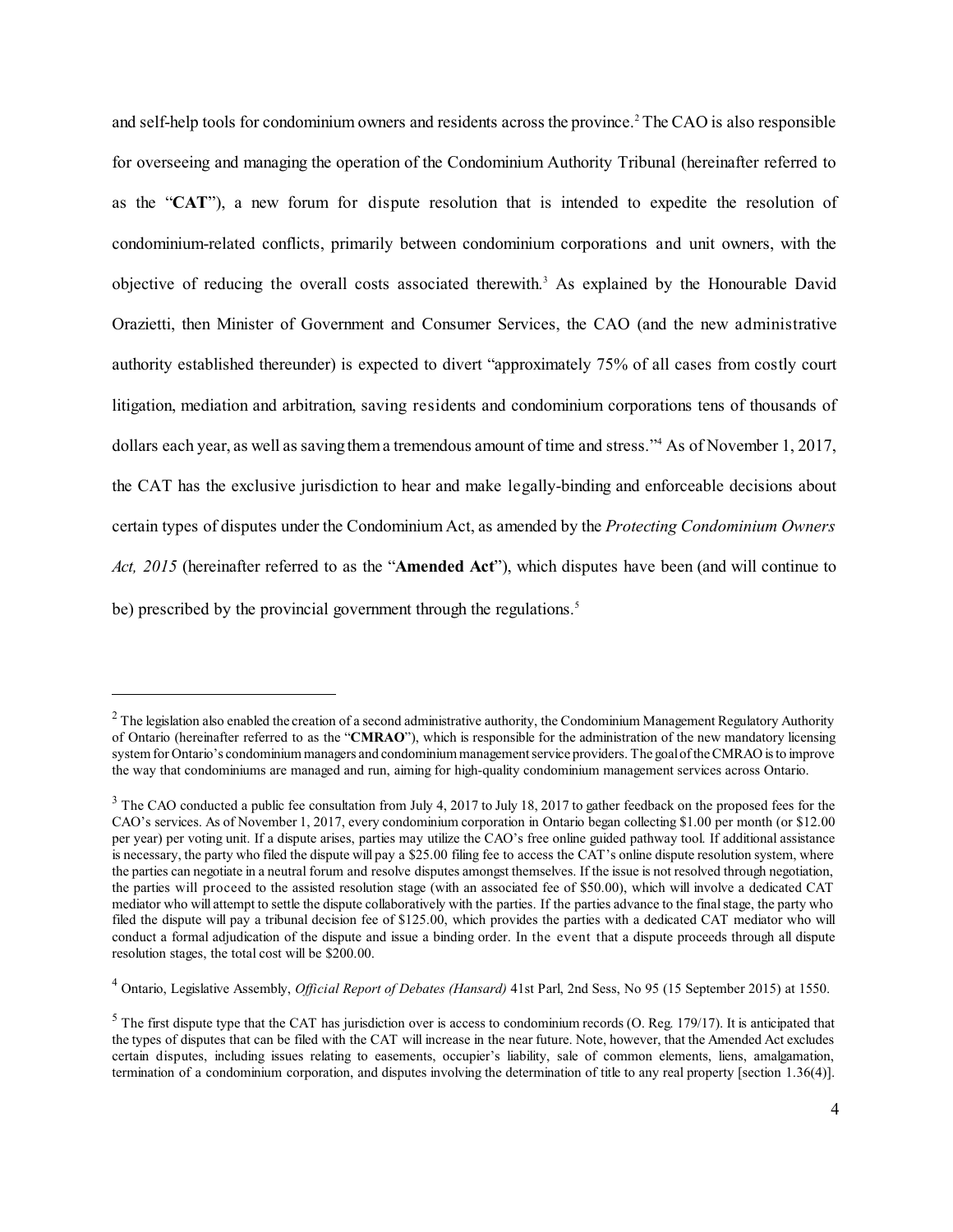and self-help tools for condominium owners and residents across the province.[2] The CAO is also responsible for overseeing and managing the operation of the Condominium Authority Tribunal (hereinafter referred to as the "**CAT**"), a new forum for dispute resolution that is intended to expedite the resolution of condominium-related conflicts, primarily between condominium corporations and unit owners, with the objective of reducing the overall costs associated therewith.[3] As explained by the Honourable David Orazietti, then Minister of Government and Consumer Services, the CAO (and the new administrative authority established thereunder) is expected to divert "approximately 75% of all cases from costly court litigation, mediation and arbitration, saving residents and condominium corporations tens of thousands of dollars each year, as well as saving them a tremendous amount of time and stress."[4] As of November 1, 2017, the CAT has the exclusive jurisdiction to hear and make legally-binding and enforceable decisions about certain types of disputes under the Condominium Act, as amended by the *Protecting Condominium Owners Act, 2015* (hereinafter referred to as the "**Amended Act**"), which disputes have been (and will continue to be) prescribed by the provincial government through the regulations.[5]

---

[2] The legislation also enabled the creation of a second administrative authority, the Condominium Management Regulatory Authority of Ontario (hereinafter referred to as the "**CMRAO**"), which is responsible for the administration of the new mandatory licensing system for Ontario's condominium managers and condominium management service providers. The goal of the CMRAO is to improve the way that condominiums are managed and run, aiming for high-quality condominium management services across Ontario.

[3] The CAO conducted a public fee consultation from July 4, 2017 to July 18, 2017 to gather feedback on the proposed fees for the CAO's services. As of November 1, 2017, every condominium corporation in Ontario began collecting $1.00 per month (or $12.00 per year) per voting unit. If a dispute arises, parties may utilize the CAO's free online guided pathway tool. If additional assistance is necessary, the party who filed the dispute will pay a $25.00 filing fee to access the CAT's online dispute resolution system, where the parties can negotiate in a neutral forum and resolve disputes amongst themselves. If the issue is not resolved through negotiation, the parties will proceed to the assisted resolution stage (with an associated fee of $50.00), which will involve a dedicated CAT mediator who will attempt to settle the dispute collaboratively with the parties. If the parties advance to the final stage, the party who filed the dispute will pay a tribunal decision fee of $125.00, which provides the parties with a dedicated CAT mediator who will conduct a formal adjudication of the dispute and issue a binding order. In the event that a dispute proceeds through all dispute resolution stages, the total cost will be $200.00.

[4] Ontario, Legislative Assembly, *Official Report of Debates (Hansard)* 41st Parl, 2nd Sess, No 95 (15 September 2015) at 1550.

[5] The first dispute type that the CAT has jurisdiction over is access to condominium records (O. Reg. 179/17). It is anticipated that the types of disputes that can be filed with the CAT will increase in the near future. Note, however, that the Amended Act excludes certain disputes, including issues relating to easements, occupier's liability, sale of common elements, liens, amalgamation, termination of a condominium corporation, and disputes involving the determination of title to any real property [section 1.36(4)].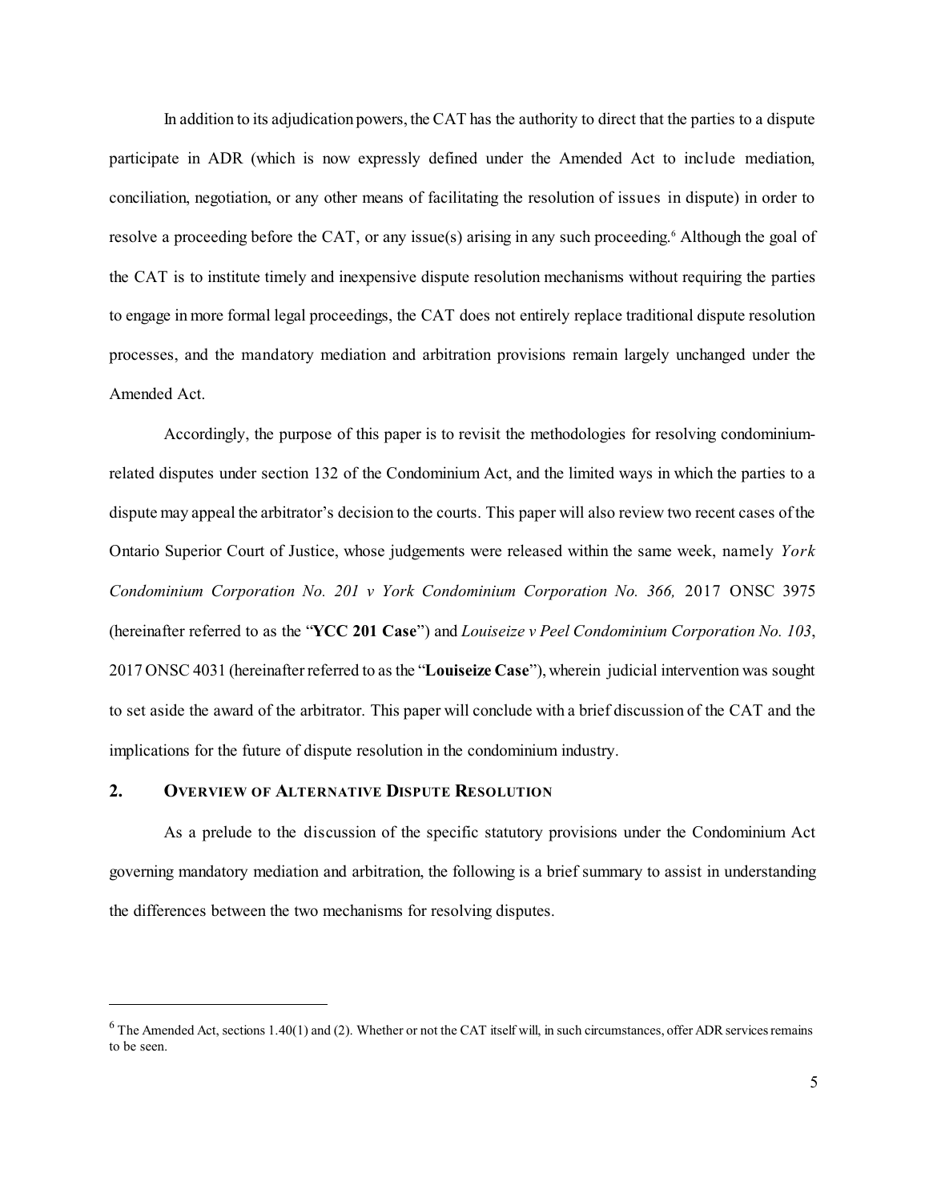In addition to its adjudication powers, the CAT has the authority to direct that the parties to a dispute participate in ADR (which is now expressly defined under the Amended Act to include mediation, conciliation, negotiation, or any other means of facilitating the resolution of issues in dispute) in order to resolve a proceeding before the CAT, or any issue(s) arising in any such proceeding.[6] Although the goal of the CAT is to institute timely and inexpensive dispute resolution mechanisms without requiring the parties to engage in more formal legal proceedings, the CAT does not entirely replace traditional dispute resolution processes, and the mandatory mediation and arbitration provisions remain largely unchanged under the Amended Act.

Accordingly, the purpose of this paper is to revisit the methodologies for resolving condominium-related disputes under section 132 of the Condominium Act, and the limited ways in which the parties to a dispute may appeal the arbitrator's decision to the courts. This paper will also review two recent cases of the Ontario Superior Court of Justice, whose judgements were released within the same week, namely *York Condominium Corporation No. 201 v York Condominium Corporation No. 366,* 2017 ONSC 3975 (hereinafter referred to as the "**YCC 201 Case**") and *Louiseize v Peel Condominium Corporation No. 103*, 2017 ONSC 4031 (hereinafter referred to as the "**Louiseize Case**"), wherein judicial intervention was sought to set aside the award of the arbitrator. This paper will conclude with a brief discussion of the CAT and the implications for the future of dispute resolution in the condominium industry.

## 2. Overview of Alternative Dispute Resolution

As a prelude to the discussion of the specific statutory provisions under the Condominium Act governing mandatory mediation and arbitration, the following is a brief summary to assist in understanding the differences between the two mechanisms for resolving disputes.

---

[6] The Amended Act, sections 1.40(1) and (2). Whether or not the CAT itself will, in such circumstances, offer ADR services remains to be seen.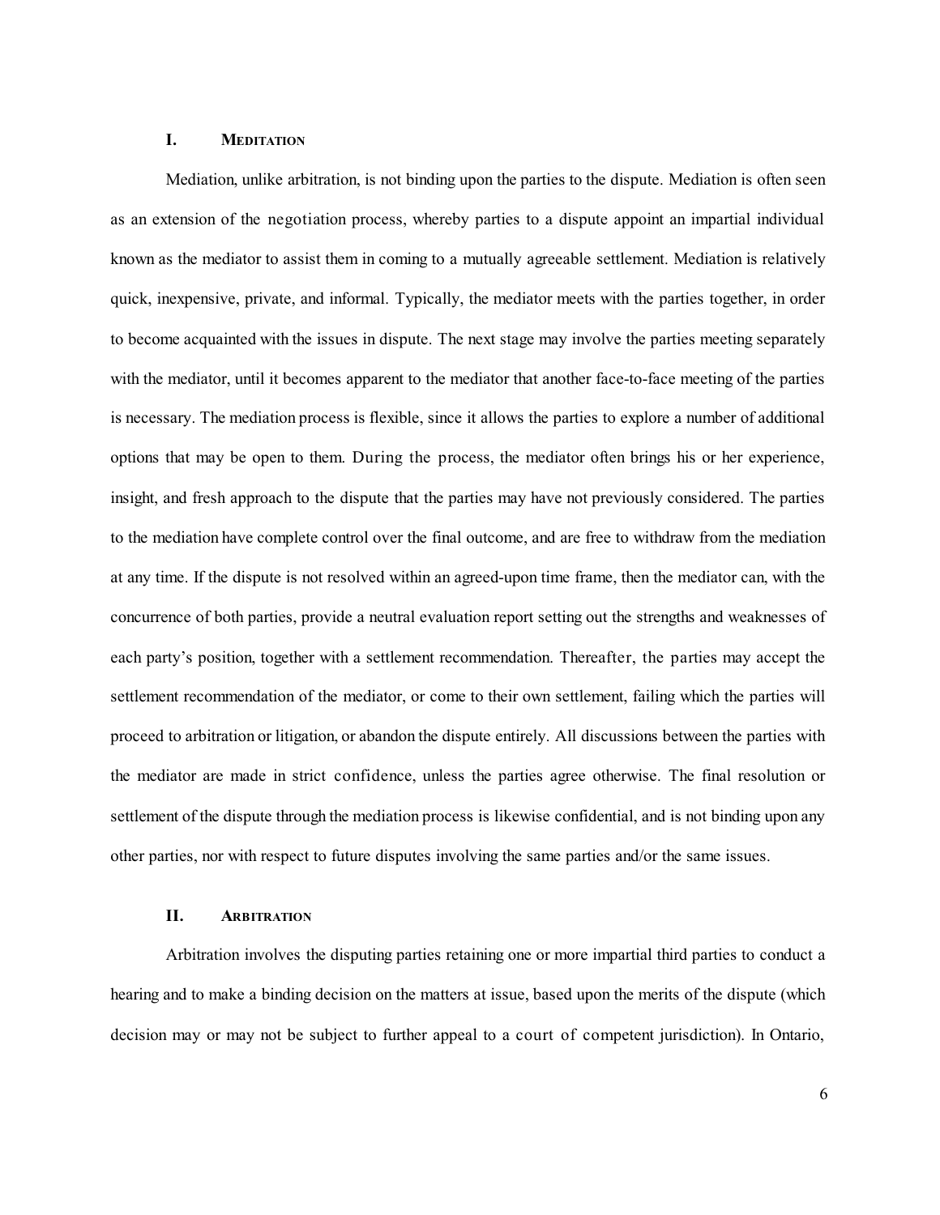## I. MEDITATION

Mediation, unlike arbitration, is not binding upon the parties to the dispute. Mediation is often seen as an extension of the negotiation process, whereby parties to a dispute appoint an impartial individual known as the mediator to assist them in coming to a mutually agreeable settlement. Mediation is relatively quick, inexpensive, private, and informal. Typically, the mediator meets with the parties together, in order to become acquainted with the issues in dispute. The next stage may involve the parties meeting separately with the mediator, until it becomes apparent to the mediator that another face-to-face meeting of the parties is necessary. The mediation process is flexible, since it allows the parties to explore a number of additional options that may be open to them. During the process, the mediator often brings his or her experience, insight, and fresh approach to the dispute that the parties may have not previously considered. The parties to the mediation have complete control over the final outcome, and are free to withdraw from the mediation at any time. If the dispute is not resolved within an agreed-upon time frame, then the mediator can, with the concurrence of both parties, provide a neutral evaluation report setting out the strengths and weaknesses of each party's position, together with a settlement recommendation. Thereafter, the parties may accept the settlement recommendation of the mediator, or come to their own settlement, failing which the parties will proceed to arbitration or litigation, or abandon the dispute entirely. All discussions between the parties with the mediator are made in strict confidence, unless the parties agree otherwise. The final resolution or settlement of the dispute through the mediation process is likewise confidential, and is not binding upon any other parties, nor with respect to future disputes involving the same parties and/or the same issues.

## II. ARBITRATION

Arbitration involves the disputing parties retaining one or more impartial third parties to conduct a hearing and to make a binding decision on the matters at issue, based upon the merits of the dispute (which decision may or may not be subject to further appeal to a court of competent jurisdiction). In Ontario,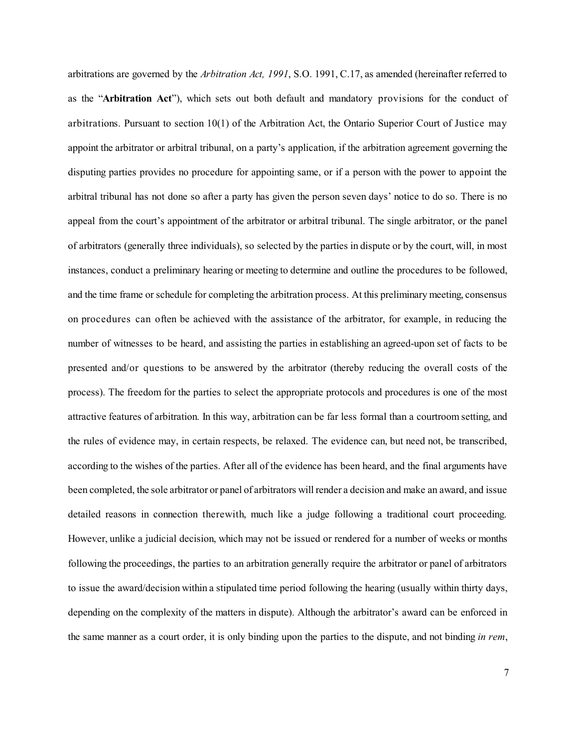arbitrations are governed by the *Arbitration Act, 1991*, S.O. 1991, C.17, as amended (hereinafter referred to as the "**Arbitration Act**"), which sets out both default and mandatory provisions for the conduct of arbitrations. Pursuant to section 10(1) of the Arbitration Act, the Ontario Superior Court of Justice may appoint the arbitrator or arbitral tribunal, on a party's application, if the arbitration agreement governing the disputing parties provides no procedure for appointing same, or if a person with the power to appoint the arbitral tribunal has not done so after a party has given the person seven days' notice to do so. There is no appeal from the court's appointment of the arbitrator or arbitral tribunal. The single arbitrator, or the panel of arbitrators (generally three individuals), so selected by the parties in dispute or by the court, will, in most instances, conduct a preliminary hearing or meeting to determine and outline the procedures to be followed, and the time frame or schedule for completing the arbitration process. At this preliminary meeting, consensus on procedures can often be achieved with the assistance of the arbitrator, for example, in reducing the number of witnesses to be heard, and assisting the parties in establishing an agreed-upon set of facts to be presented and/or questions to be answered by the arbitrator (thereby reducing the overall costs of the process). The freedom for the parties to select the appropriate protocols and procedures is one of the most attractive features of arbitration. In this way, arbitration can be far less formal than a courtroom setting, and the rules of evidence may, in certain respects, be relaxed. The evidence can, but need not, be transcribed, according to the wishes of the parties. After all of the evidence has been heard, and the final arguments have been completed, the sole arbitrator or panel of arbitrators will render a decision and make an award, and issue detailed reasons in connection therewith, much like a judge following a traditional court proceeding. However, unlike a judicial decision, which may not be issued or rendered for a number of weeks or months following the proceedings, the parties to an arbitration generally require the arbitrator or panel of arbitrators to issue the award/decision within a stipulated time period following the hearing (usually within thirty days, depending on the complexity of the matters in dispute). Although the arbitrator's award can be enforced in the same manner as a court order, it is only binding upon the parties to the dispute, and not binding *in rem*,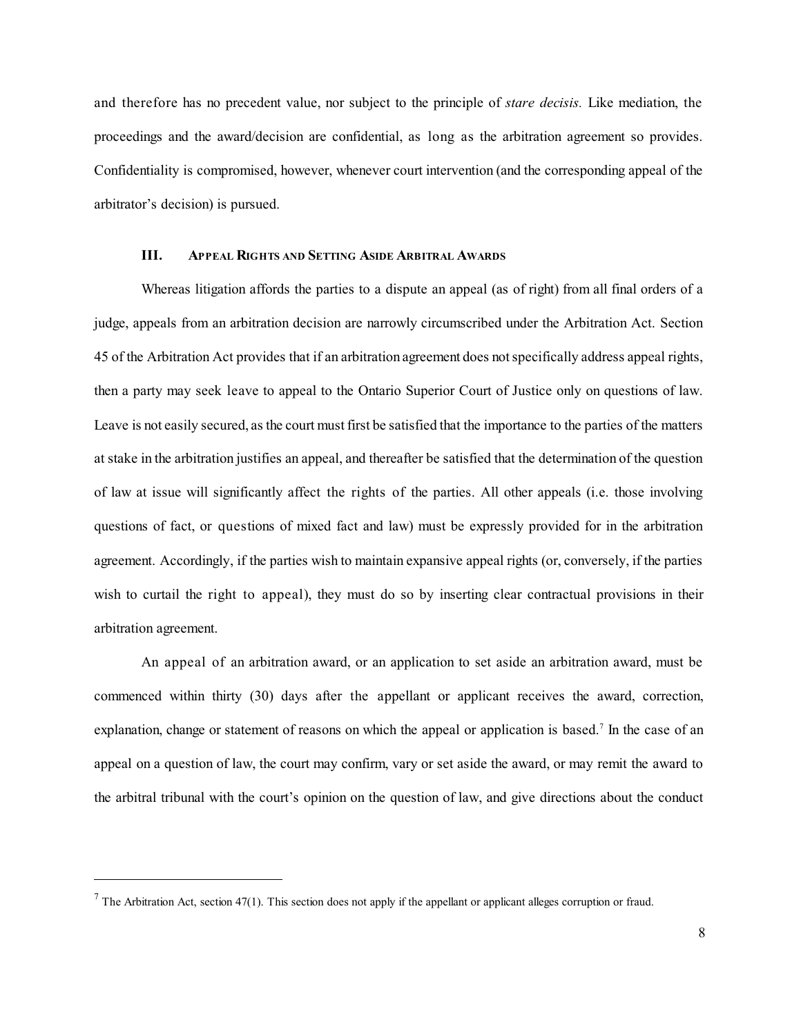and therefore has no precedent value, nor subject to the principle of *stare decisis.* Like mediation, the proceedings and the award/decision are confidential, as long as the arbitration agreement so provides. Confidentiality is compromised, however, whenever court intervention (and the corresponding appeal of the arbitrator's decision) is pursued.

## III. Appeal Rights and Setting Aside Arbitral Awards

Whereas litigation affords the parties to a dispute an appeal (as of right) from all final orders of a judge, appeals from an arbitration decision are narrowly circumscribed under the Arbitration Act. Section 45 of the Arbitration Act provides that if an arbitration agreement does not specifically address appeal rights, then a party may seek leave to appeal to the Ontario Superior Court of Justice only on questions of law. Leave is not easily secured, as the court must first be satisfied that the importance to the parties of the matters at stake in the arbitration justifies an appeal, and thereafter be satisfied that the determination of the question of law at issue will significantly affect the rights of the parties. All other appeals (i.e. those involving questions of fact, or questions of mixed fact and law) must be expressly provided for in the arbitration agreement. Accordingly, if the parties wish to maintain expansive appeal rights (or, conversely, if the parties wish to curtail the right to appeal), they must do so by inserting clear contractual provisions in their arbitration agreement.

An appeal of an arbitration award, or an application to set aside an arbitration award, must be commenced within thirty (30) days after the appellant or applicant receives the award, correction, explanation, change or statement of reasons on which the appeal or application is based.[7] In the case of an appeal on a question of law, the court may confirm, vary or set aside the award, or may remit the award to the arbitral tribunal with the court's opinion on the question of law, and give directions about the conduct

---

[7] The Arbitration Act, section 47(1). This section does not apply if the appellant or applicant alleges corruption or fraud.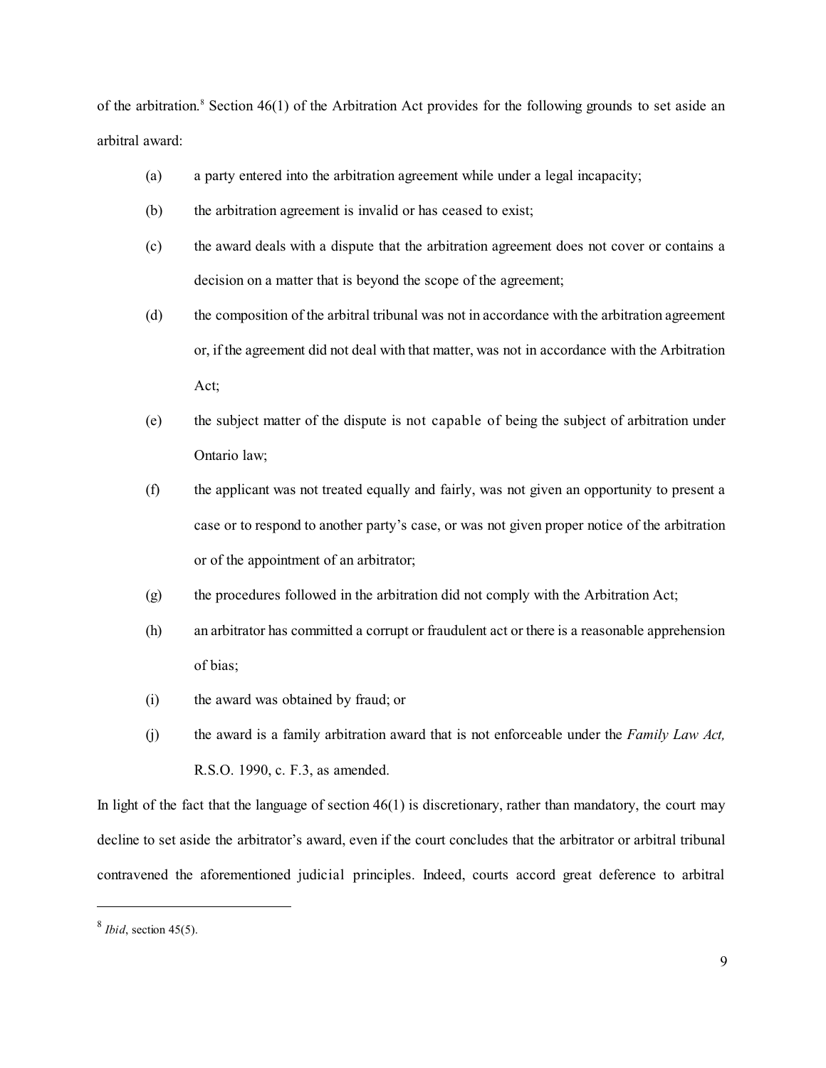of the arbitration.[8] Section 46(1) of the Arbitration Act provides for the following grounds to set aside an arbitral award:

(a) a party entered into the arbitration agreement while under a legal incapacity;

(b) the arbitration agreement is invalid or has ceased to exist;

(c) the award deals with a dispute that the arbitration agreement does not cover or contains a decision on a matter that is beyond the scope of the agreement;

(d) the composition of the arbitral tribunal was not in accordance with the arbitration agreement or, if the agreement did not deal with that matter, was not in accordance with the Arbitration Act;

(e) the subject matter of the dispute is not capable of being the subject of arbitration under Ontario law;

(f) the applicant was not treated equally and fairly, was not given an opportunity to present a case or to respond to another party's case, or was not given proper notice of the arbitration or of the appointment of an arbitrator;

(g) the procedures followed in the arbitration did not comply with the Arbitration Act;

(h) an arbitrator has committed a corrupt or fraudulent act or there is a reasonable apprehension of bias;

(i) the award was obtained by fraud; or

(j) the award is a family arbitration award that is not enforceable under the *Family Law Act,* R.S.O. 1990, c. F.3, as amended.

In light of the fact that the language of section 46(1) is discretionary, rather than mandatory, the court may decline to set aside the arbitrator's award, even if the court concludes that the arbitrator or arbitral tribunal contravened the aforementioned judicial principles. Indeed, courts accord great deference to arbitral

---

[8] *Ibid*, section 45(5).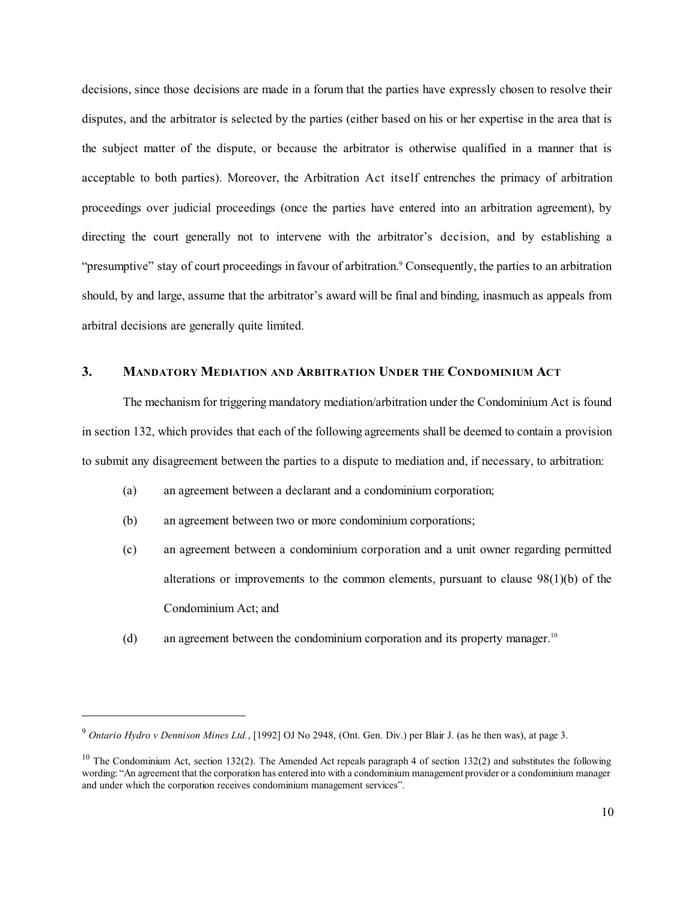decisions, since those decisions are made in a forum that the parties have expressly chosen to resolve their disputes, and the arbitrator is selected by the parties (either based on his or her expertise in the area that is the subject matter of the dispute, or because the arbitrator is otherwise qualified in a manner that is acceptable to both parties). Moreover, the Arbitration Act itself entrenches the primacy of arbitration proceedings over judicial proceedings (once the parties have entered into an arbitration agreement), by directing the court generally not to intervene with the arbitrator's decision, and by establishing a "presumptive" stay of court proceedings in favour of arbitration.[9] Consequently, the parties to an arbitration should, by and large, assume that the arbitrator's award will be final and binding, inasmuch as appeals from arbitral decisions are generally quite limited.

## 3. MANDATORY MEDIATION AND ARBITRATION UNDER THE CONDOMINIUM ACT

The mechanism for triggering mandatory mediation/arbitration under the Condominium Act is found in section 132, which provides that each of the following agreements shall be deemed to contain a provision to submit any disagreement between the parties to a dispute to mediation and, if necessary, to arbitration:

(a) an agreement between a declarant and a condominium corporation;

(b) an agreement between two or more condominium corporations;

(c) an agreement between a condominium corporation and a unit owner regarding permitted alterations or improvements to the common elements, pursuant to clause 98(1)(b) of the Condominium Act; and

(d) an agreement between the condominium corporation and its property manager.[10]

---

[9] *Ontario Hydro v Dennison Mines Ltd.*, [1992] OJ No 2948, (Ont. Gen. Div.) per Blair J. (as he then was), at page 3.

[10] The Condominium Act, section 132(2). The Amended Act repeals paragraph 4 of section 132(2) and substitutes the following wording: "An agreement that the corporation has entered into with a condominium management provider or a condominium manager and under which the corporation receives condominium management services".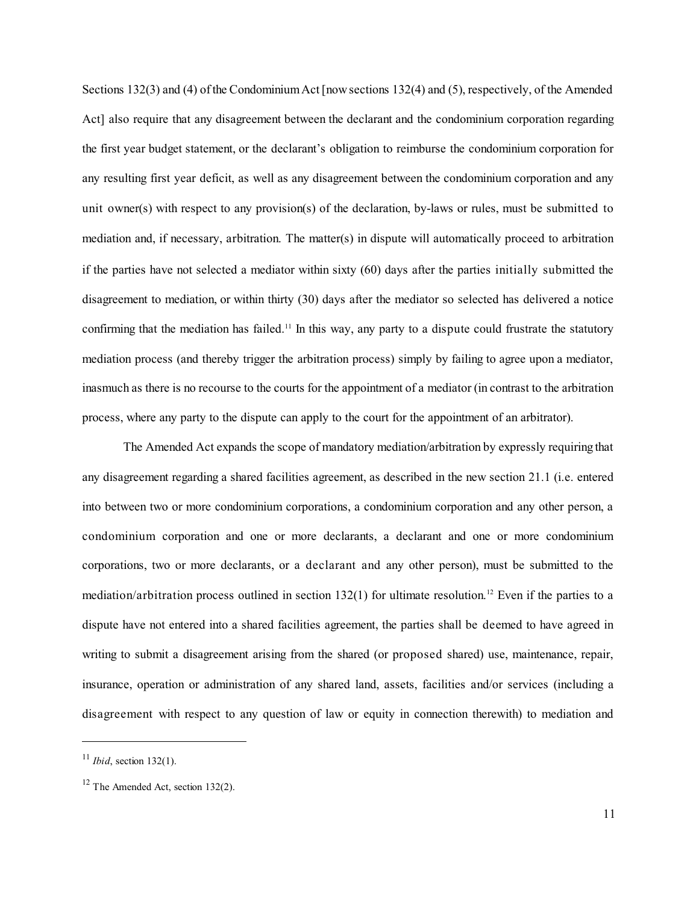Sections 132(3) and (4) of the Condominium Act [now sections 132(4) and (5), respectively, of the Amended Act] also require that any disagreement between the declarant and the condominium corporation regarding the first year budget statement, or the declarant's obligation to reimburse the condominium corporation for any resulting first year deficit, as well as any disagreement between the condominium corporation and any unit owner(s) with respect to any provision(s) of the declaration, by-laws or rules, must be submitted to mediation and, if necessary, arbitration. The matter(s) in dispute will automatically proceed to arbitration if the parties have not selected a mediator within sixty (60) days after the parties initially submitted the disagreement to mediation, or within thirty (30) days after the mediator so selected has delivered a notice confirming that the mediation has failed.[11] In this way, any party to a dispute could frustrate the statutory mediation process (and thereby trigger the arbitration process) simply by failing to agree upon a mediator, inasmuch as there is no recourse to the courts for the appointment of a mediator (in contrast to the arbitration process, where any party to the dispute can apply to the court for the appointment of an arbitrator).

The Amended Act expands the scope of mandatory mediation/arbitration by expressly requiring that any disagreement regarding a shared facilities agreement, as described in the new section 21.1 (i.e. entered into between two or more condominium corporations, a condominium corporation and any other person, a condominium corporation and one or more declarants, a declarant and one or more condominium corporations, two or more declarants, or a declarant and any other person), must be submitted to the mediation/arbitration process outlined in section 132(1) for ultimate resolution.[12] Even if the parties to a dispute have not entered into a shared facilities agreement, the parties shall be deemed to have agreed in writing to submit a disagreement arising from the shared (or proposed shared) use, maintenance, repair, insurance, operation or administration of any shared land, assets, facilities and/or services (including a disagreement with respect to any question of law or equity in connection therewith) to mediation and

---

[11] *Ibid*, section 132(1).

[12] The Amended Act, section 132(2).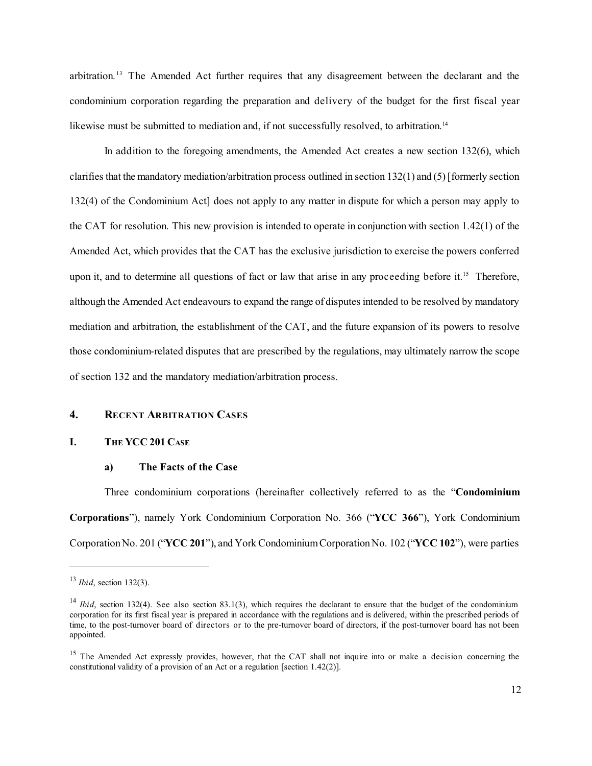arbitration.[13] The Amended Act further requires that any disagreement between the declarant and the condominium corporation regarding the preparation and delivery of the budget for the first fiscal year likewise must be submitted to mediation and, if not successfully resolved, to arbitration.[14]

In addition to the foregoing amendments, the Amended Act creates a new section 132(6), which clarifies that the mandatory mediation/arbitration process outlined in section 132(1) and (5) [formerly section 132(4) of the Condominium Act] does not apply to any matter in dispute for which a person may apply to the CAT for resolution. This new provision is intended to operate in conjunction with section 1.42(1) of the Amended Act, which provides that the CAT has the exclusive jurisdiction to exercise the powers conferred upon it, and to determine all questions of fact or law that arise in any proceeding before it.[15] Therefore, although the Amended Act endeavours to expand the range of disputes intended to be resolved by mandatory mediation and arbitration, the establishment of the CAT, and the future expansion of its powers to resolve those condominium-related disputes that are prescribed by the regulations, may ultimately narrow the scope of section 132 and the mandatory mediation/arbitration process.

## 4. RECENT ARBITRATION CASES

### I. THE YCC 201 CASE

#### a) The Facts of the Case

Three condominium corporations (hereinafter collectively referred to as the "**Condominium Corporations**"), namely York Condominium Corporation No. 366 ("**YCC 366**"), York Condominium Corporation No. 201 ("**YCC 201**"), and York Condominium Corporation No. 102 ("**YCC 102**"), were parties

---

[13] *Ibid*, section 132(3).

[14] *Ibid*, section 132(4). See also section 83.1(3), which requires the declarant to ensure that the budget of the condominium corporation for its first fiscal year is prepared in accordance with the regulations and is delivered, within the prescribed periods of time, to the post-turnover board of directors or to the pre-turnover board of directors, if the post-turnover board has not been appointed.

[15] The Amended Act expressly provides, however, that the CAT shall not inquire into or make a decision concerning the constitutional validity of a provision of an Act or a regulation [section 1.42(2)].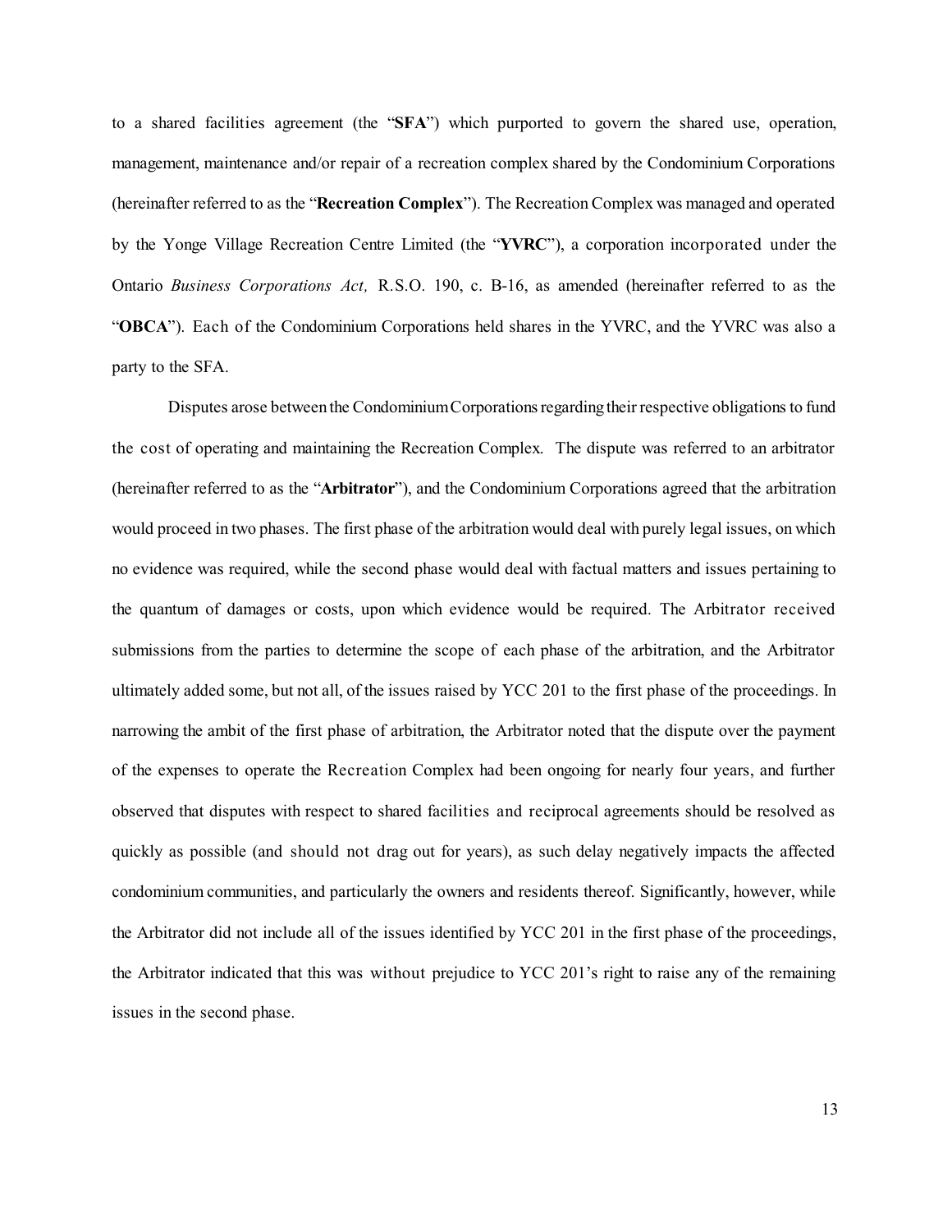to a shared facilities agreement (the "**SFA**") which purported to govern the shared use, operation, management, maintenance and/or repair of a recreation complex shared by the Condominium Corporations (hereinafter referred to as the "**Recreation Complex**"). The Recreation Complex was managed and operated by the Yonge Village Recreation Centre Limited (the "**YVRC**"), a corporation incorporated under the Ontario *Business Corporations Act,* R.S.O. 190, c. B-16, as amended (hereinafter referred to as the "**OBCA**"). Each of the Condominium Corporations held shares in the YVRC, and the YVRC was also a party to the SFA.

Disputes arose between the Condominium Corporations regarding their respective obligations to fund the cost of operating and maintaining the Recreation Complex. The dispute was referred to an arbitrator (hereinafter referred to as the "**Arbitrator**"), and the Condominium Corporations agreed that the arbitration would proceed in two phases. The first phase of the arbitration would deal with purely legal issues, on which no evidence was required, while the second phase would deal with factual matters and issues pertaining to the quantum of damages or costs, upon which evidence would be required. The Arbitrator received submissions from the parties to determine the scope of each phase of the arbitration, and the Arbitrator ultimately added some, but not all, of the issues raised by YCC 201 to the first phase of the proceedings. In narrowing the ambit of the first phase of arbitration, the Arbitrator noted that the dispute over the payment of the expenses to operate the Recreation Complex had been ongoing for nearly four years, and further observed that disputes with respect to shared facilities and reciprocal agreements should be resolved as quickly as possible (and should not drag out for years), as such delay negatively impacts the affected condominium communities, and particularly the owners and residents thereof. Significantly, however, while the Arbitrator did not include all of the issues identified by YCC 201 in the first phase of the proceedings, the Arbitrator indicated that this was without prejudice to YCC 201's right to raise any of the remaining issues in the second phase.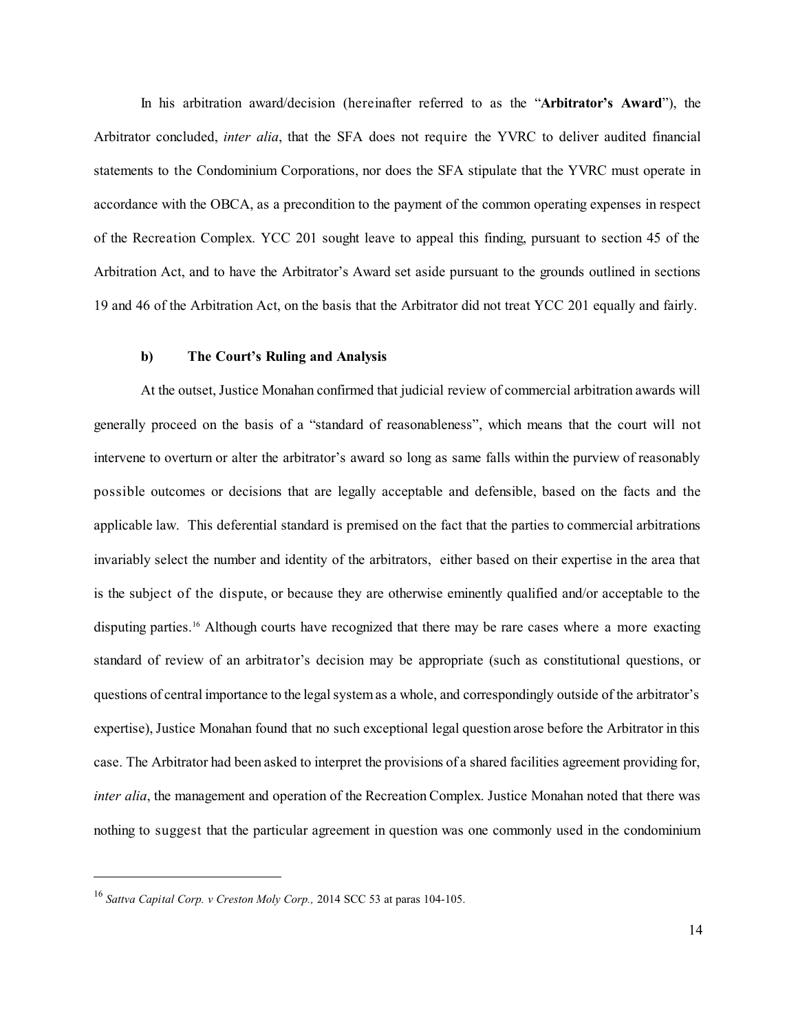In his arbitration award/decision (hereinafter referred to as the "**Arbitrator's Award**"), the Arbitrator concluded, *inter alia*, that the SFA does not require the YVRC to deliver audited financial statements to the Condominium Corporations, nor does the SFA stipulate that the YVRC must operate in accordance with the OBCA, as a precondition to the payment of the common operating expenses in respect of the Recreation Complex. YCC 201 sought leave to appeal this finding, pursuant to section 45 of the Arbitration Act, and to have the Arbitrator's Award set aside pursuant to the grounds outlined in sections 19 and 46 of the Arbitration Act, on the basis that the Arbitrator did not treat YCC 201 equally and fairly.

### b) The Court's Ruling and Analysis

At the outset, Justice Monahan confirmed that judicial review of commercial arbitration awards will generally proceed on the basis of a "standard of reasonableness", which means that the court will not intervene to overturn or alter the arbitrator's award so long as same falls within the purview of reasonably possible outcomes or decisions that are legally acceptable and defensible, based on the facts and the applicable law. This deferential standard is premised on the fact that the parties to commercial arbitrations invariably select the number and identity of the arbitrators, either based on their expertise in the area that is the subject of the dispute, or because they are otherwise eminently qualified and/or acceptable to the disputing parties.[16] Although courts have recognized that there may be rare cases where a more exacting standard of review of an arbitrator's decision may be appropriate (such as constitutional questions, or questions of central importance to the legal system as a whole, and correspondingly outside of the arbitrator's expertise), Justice Monahan found that no such exceptional legal question arose before the Arbitrator in this case. The Arbitrator had been asked to interpret the provisions of a shared facilities agreement providing for, *inter alia*, the management and operation of the Recreation Complex. Justice Monahan noted that there was nothing to suggest that the particular agreement in question was one commonly used in the condominium

---

[16] *Sattva Capital Corp. v Creston Moly Corp.,* 2014 SCC 53 at paras 104-105.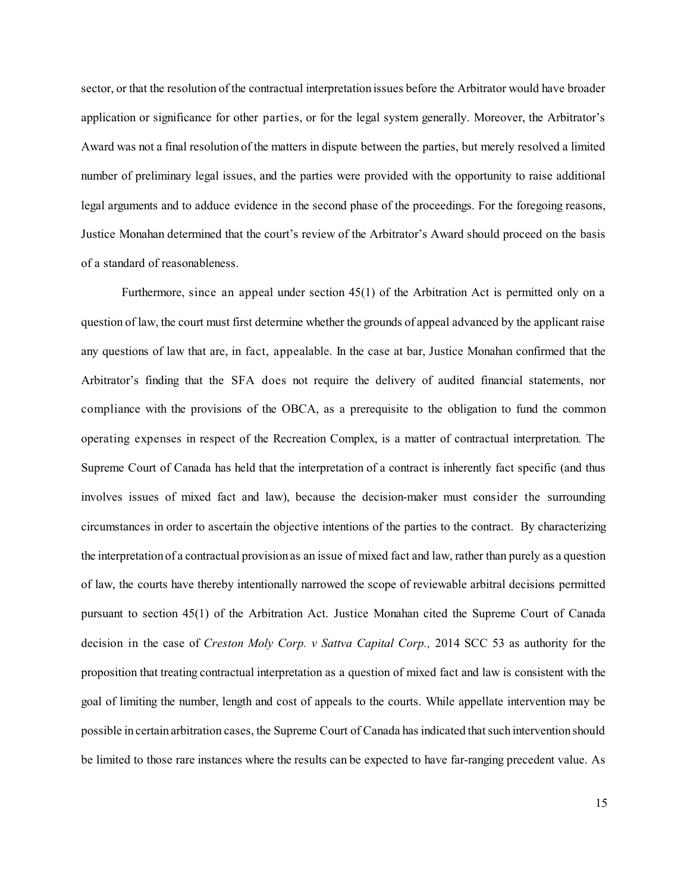sector, or that the resolution of the contractual interpretation issues before the Arbitrator would have broader application or significance for other parties, or for the legal system generally. Moreover, the Arbitrator's Award was not a final resolution of the matters in dispute between the parties, but merely resolved a limited number of preliminary legal issues, and the parties were provided with the opportunity to raise additional legal arguments and to adduce evidence in the second phase of the proceedings. For the foregoing reasons, Justice Monahan determined that the court's review of the Arbitrator's Award should proceed on the basis of a standard of reasonableness.

Furthermore, since an appeal under section 45(1) of the Arbitration Act is permitted only on a question of law, the court must first determine whether the grounds of appeal advanced by the applicant raise any questions of law that are, in fact, appealable. In the case at bar, Justice Monahan confirmed that the Arbitrator's finding that the SFA does not require the delivery of audited financial statements, nor compliance with the provisions of the OBCA, as a prerequisite to the obligation to fund the common operating expenses in respect of the Recreation Complex, is a matter of contractual interpretation. The Supreme Court of Canada has held that the interpretation of a contract is inherently fact specific (and thus involves issues of mixed fact and law), because the decision-maker must consider the surrounding circumstances in order to ascertain the objective intentions of the parties to the contract. By characterizing the interpretation of a contractual provision as an issue of mixed fact and law, rather than purely as a question of law, the courts have thereby intentionally narrowed the scope of reviewable arbitral decisions permitted pursuant to section 45(1) of the Arbitration Act. Justice Monahan cited the Supreme Court of Canada decision in the case of *Creston Moly Corp. v Sattva Capital Corp.,* 2014 SCC 53 as authority for the proposition that treating contractual interpretation as a question of mixed fact and law is consistent with the goal of limiting the number, length and cost of appeals to the courts. While appellate intervention may be possible in certain arbitration cases, the Supreme Court of Canada has indicated that such intervention should be limited to those rare instances where the results can be expected to have far-ranging precedent value. As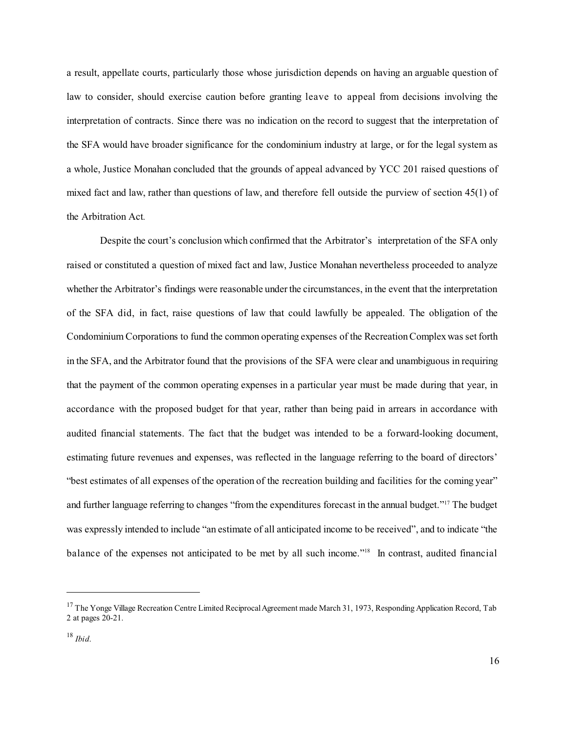a result, appellate courts, particularly those whose jurisdiction depends on having an arguable question of law to consider, should exercise caution before granting leave to appeal from decisions involving the interpretation of contracts. Since there was no indication on the record to suggest that the interpretation of the SFA would have broader significance for the condominium industry at large, or for the legal system as a whole, Justice Monahan concluded that the grounds of appeal advanced by YCC 201 raised questions of mixed fact and law, rather than questions of law, and therefore fell outside the purview of section 45(1) of the Arbitration Act.

Despite the court's conclusion which confirmed that the Arbitrator's interpretation of the SFA only raised or constituted a question of mixed fact and law, Justice Monahan nevertheless proceeded to analyze whether the Arbitrator's findings were reasonable under the circumstances, in the event that the interpretation of the SFA did, in fact, raise questions of law that could lawfully be appealed. The obligation of the Condominium Corporations to fund the common operating expenses of the Recreation Complex was set forth in the SFA, and the Arbitrator found that the provisions of the SFA were clear and unambiguous in requiring that the payment of the common operating expenses in a particular year must be made during that year, in accordance with the proposed budget for that year, rather than being paid in arrears in accordance with audited financial statements. The fact that the budget was intended to be a forward-looking document, estimating future revenues and expenses, was reflected in the language referring to the board of directors' "best estimates of all expenses of the operation of the recreation building and facilities for the coming year" and further language referring to changes "from the expenditures forecast in the annual budget."[17] The budget was expressly intended to include "an estimate of all anticipated income to be received", and to indicate "the balance of the expenses not anticipated to be met by all such income."[18] In contrast, audited financial

---

[17] The Yonge Village Recreation Centre Limited Reciprocal Agreement made March 31, 1973, Responding Application Record, Tab 2 at pages 20-21.

[18] *Ibid*.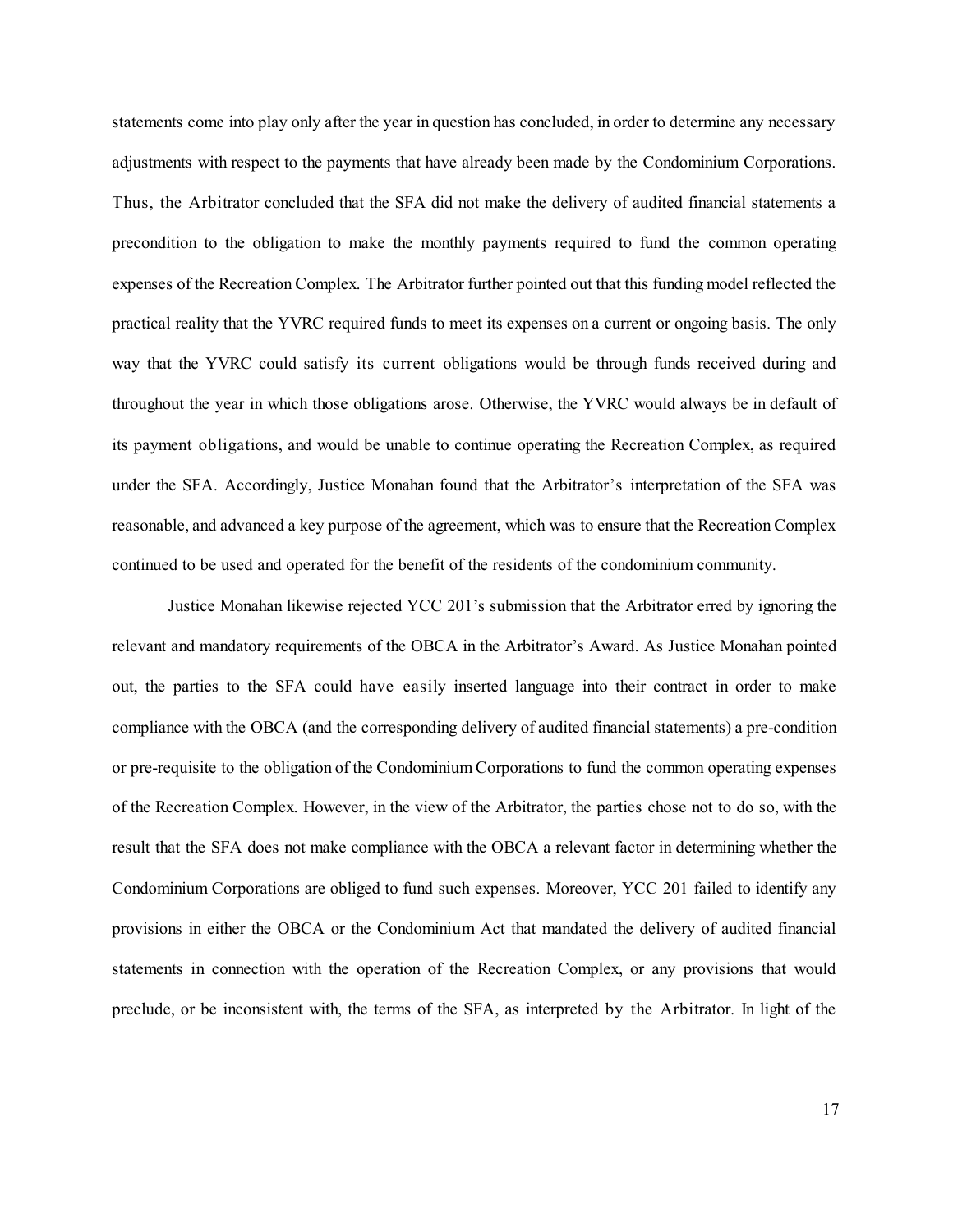statements come into play only after the year in question has concluded, in order to determine any necessary adjustments with respect to the payments that have already been made by the Condominium Corporations. Thus, the Arbitrator concluded that the SFA did not make the delivery of audited financial statements a precondition to the obligation to make the monthly payments required to fund the common operating expenses of the Recreation Complex. The Arbitrator further pointed out that this funding model reflected the practical reality that the YVRC required funds to meet its expenses on a current or ongoing basis. The only way that the YVRC could satisfy its current obligations would be through funds received during and throughout the year in which those obligations arose. Otherwise, the YVRC would always be in default of its payment obligations, and would be unable to continue operating the Recreation Complex, as required under the SFA. Accordingly, Justice Monahan found that the Arbitrator's interpretation of the SFA was reasonable, and advanced a key purpose of the agreement, which was to ensure that the Recreation Complex continued to be used and operated for the benefit of the residents of the condominium community.

Justice Monahan likewise rejected YCC 201's submission that the Arbitrator erred by ignoring the relevant and mandatory requirements of the OBCA in the Arbitrator's Award. As Justice Monahan pointed out, the parties to the SFA could have easily inserted language into their contract in order to make compliance with the OBCA (and the corresponding delivery of audited financial statements) a pre-condition or pre-requisite to the obligation of the Condominium Corporations to fund the common operating expenses of the Recreation Complex. However, in the view of the Arbitrator, the parties chose not to do so, with the result that the SFA does not make compliance with the OBCA a relevant factor in determining whether the Condominium Corporations are obliged to fund such expenses. Moreover, YCC 201 failed to identify any provisions in either the OBCA or the Condominium Act that mandated the delivery of audited financial statements in connection with the operation of the Recreation Complex, or any provisions that would preclude, or be inconsistent with, the terms of the SFA, as interpreted by the Arbitrator. In light of the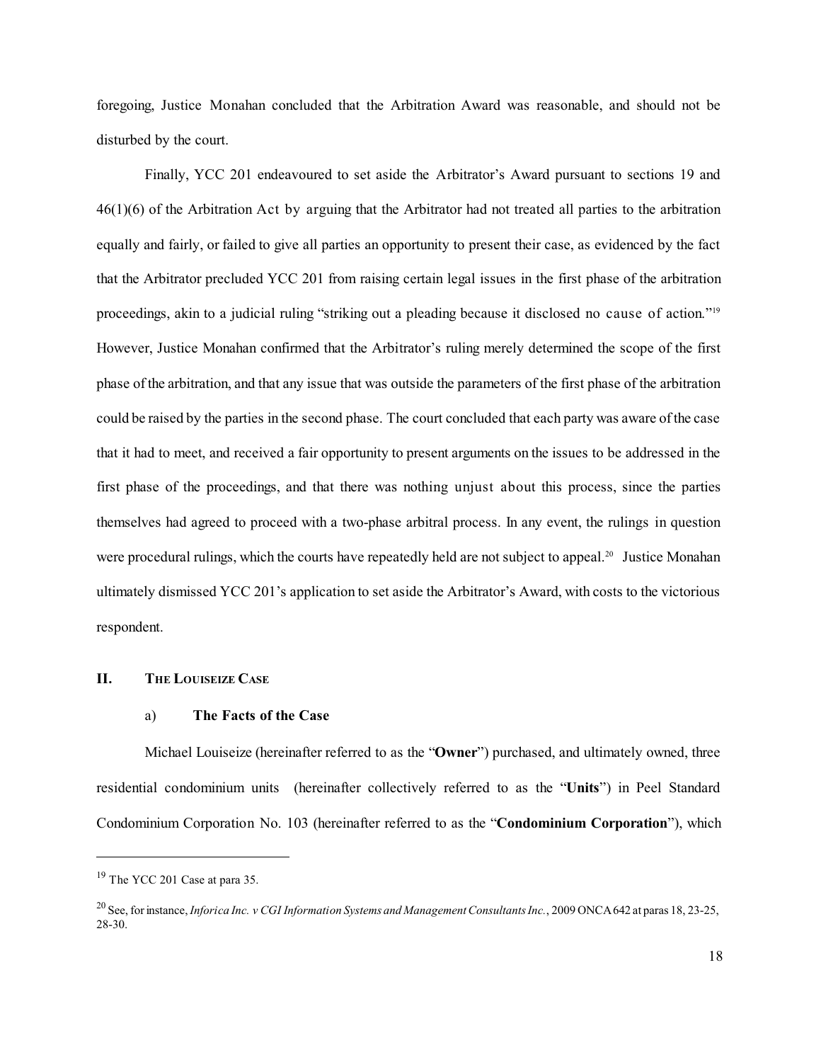foregoing, Justice Monahan concluded that the Arbitration Award was reasonable, and should not be disturbed by the court.

Finally, YCC 201 endeavoured to set aside the Arbitrator's Award pursuant to sections 19 and 46(1)(6) of the Arbitration Act by arguing that the Arbitrator had not treated all parties to the arbitration equally and fairly, or failed to give all parties an opportunity to present their case, as evidenced by the fact that the Arbitrator precluded YCC 201 from raising certain legal issues in the first phase of the arbitration proceedings, akin to a judicial ruling "striking out a pleading because it disclosed no cause of action."[19] However, Justice Monahan confirmed that the Arbitrator's ruling merely determined the scope of the first phase of the arbitration, and that any issue that was outside the parameters of the first phase of the arbitration could be raised by the parties in the second phase. The court concluded that each party was aware of the case that it had to meet, and received a fair opportunity to present arguments on the issues to be addressed in the first phase of the proceedings, and that there was nothing unjust about this process, since the parties themselves had agreed to proceed with a two-phase arbitral process. In any event, the rulings in question were procedural rulings, which the courts have repeatedly held are not subject to appeal.[20] Justice Monahan ultimately dismissed YCC 201's application to set aside the Arbitrator's Award, with costs to the victorious respondent.

## II. The Louiseize Case

### a) The Facts of the Case

Michael Louiseize (hereinafter referred to as the "**Owner**") purchased, and ultimately owned, three residential condominium units (hereinafter collectively referred to as the "**Units**") in Peel Standard Condominium Corporation No. 103 (hereinafter referred to as the "**Condominium Corporation**"), which

---

[19] The YCC 201 Case at para 35.

[20] See, for instance, *Inforica Inc. v CGI Information Systems and Management Consultants Inc.*, 2009 ONCA 642 at paras 18, 23-25, 28-30.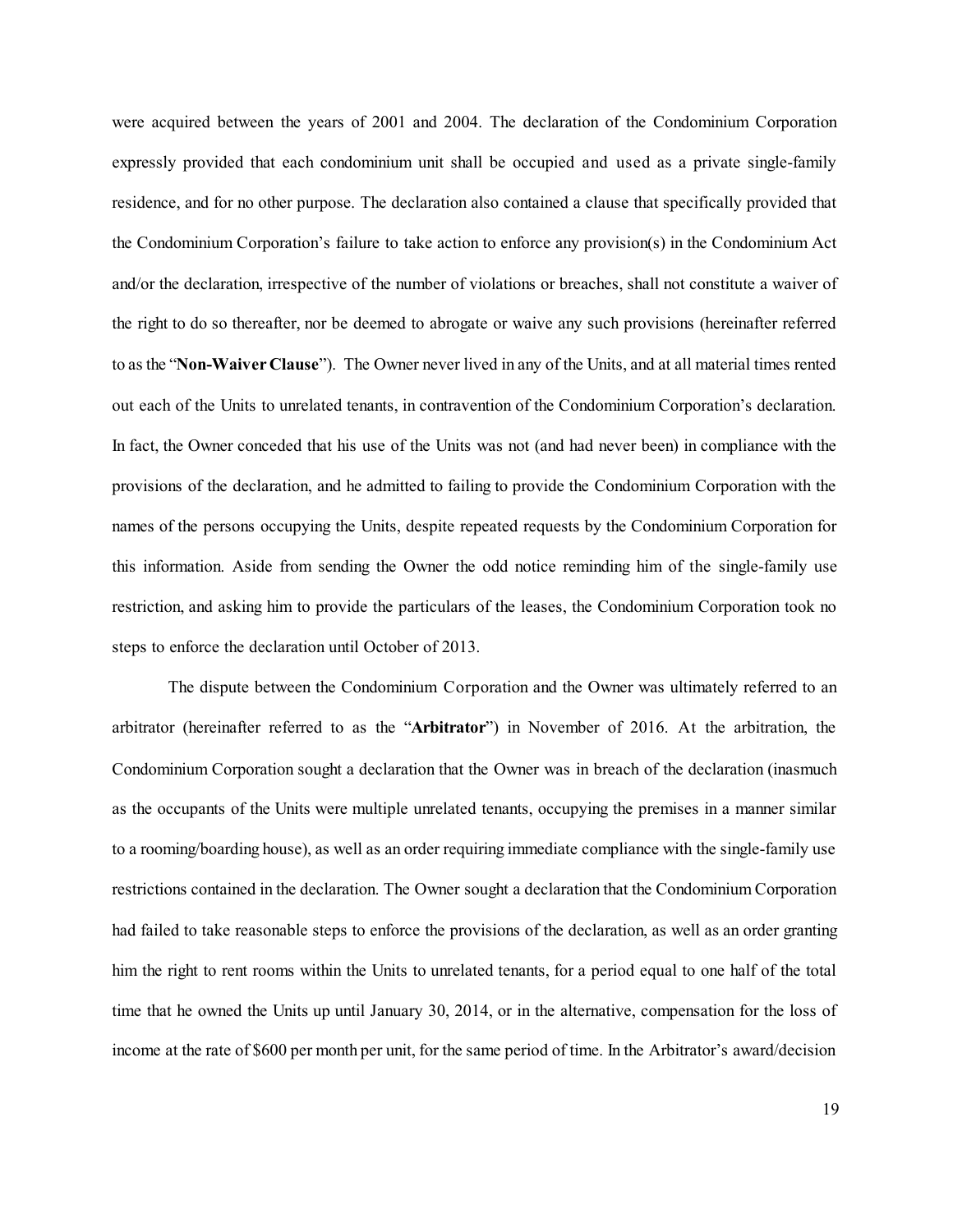were acquired between the years of 2001 and 2004. The declaration of the Condominium Corporation expressly provided that each condominium unit shall be occupied and used as a private single-family residence, and for no other purpose. The declaration also contained a clause that specifically provided that the Condominium Corporation's failure to take action to enforce any provision(s) in the Condominium Act and/or the declaration, irrespective of the number of violations or breaches, shall not constitute a waiver of the right to do so thereafter, nor be deemed to abrogate or waive any such provisions (hereinafter referred to as the "**Non-Waiver Clause**"). The Owner never lived in any of the Units, and at all material times rented out each of the Units to unrelated tenants, in contravention of the Condominium Corporation's declaration. In fact, the Owner conceded that his use of the Units was not (and had never been) in compliance with the provisions of the declaration, and he admitted to failing to provide the Condominium Corporation with the names of the persons occupying the Units, despite repeated requests by the Condominium Corporation for this information. Aside from sending the Owner the odd notice reminding him of the single-family use restriction, and asking him to provide the particulars of the leases, the Condominium Corporation took no steps to enforce the declaration until October of 2013.

The dispute between the Condominium Corporation and the Owner was ultimately referred to an arbitrator (hereinafter referred to as the "**Arbitrator**") in November of 2016. At the arbitration, the Condominium Corporation sought a declaration that the Owner was in breach of the declaration (inasmuch as the occupants of the Units were multiple unrelated tenants, occupying the premises in a manner similar to a rooming/boarding house), as well as an order requiring immediate compliance with the single-family use restrictions contained in the declaration. The Owner sought a declaration that the Condominium Corporation had failed to take reasonable steps to enforce the provisions of the declaration, as well as an order granting him the right to rent rooms within the Units to unrelated tenants, for a period equal to one half of the total time that he owned the Units up until January 30, 2014, or in the alternative, compensation for the loss of income at the rate of $600 per month per unit, for the same period of time. In the Arbitrator's award/decision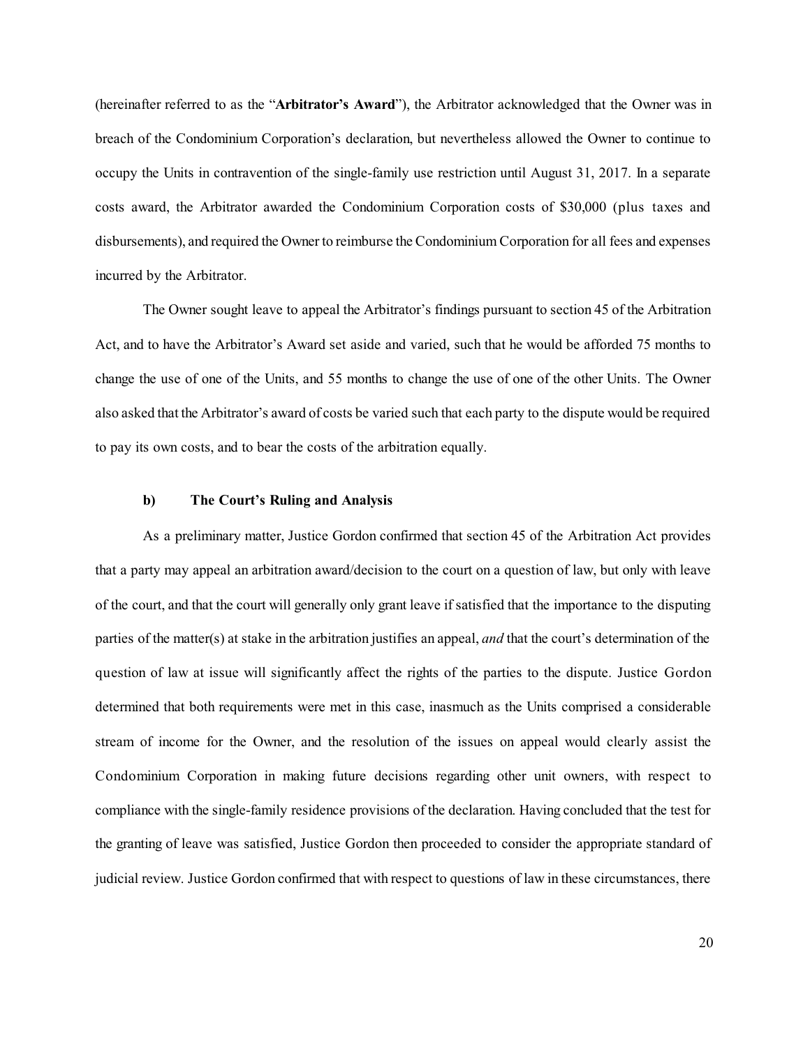(hereinafter referred to as the "**Arbitrator's Award**"), the Arbitrator acknowledged that the Owner was in breach of the Condominium Corporation's declaration, but nevertheless allowed the Owner to continue to occupy the Units in contravention of the single-family use restriction until August 31, 2017. In a separate costs award, the Arbitrator awarded the Condominium Corporation costs of $30,000 (plus taxes and disbursements), and required the Owner to reimburse the Condominium Corporation for all fees and expenses incurred by the Arbitrator.

The Owner sought leave to appeal the Arbitrator's findings pursuant to section 45 of the Arbitration Act, and to have the Arbitrator's Award set aside and varied, such that he would be afforded 75 months to change the use of one of the Units, and 55 months to change the use of one of the other Units. The Owner also asked that the Arbitrator's award of costs be varied such that each party to the dispute would be required to pay its own costs, and to bear the costs of the arbitration equally.

#### b) The Court's Ruling and Analysis

As a preliminary matter, Justice Gordon confirmed that section 45 of the Arbitration Act provides that a party may appeal an arbitration award/decision to the court on a question of law, but only with leave of the court, and that the court will generally only grant leave if satisfied that the importance to the disputing parties of the matter(s) at stake in the arbitration justifies an appeal, *and* that the court's determination of the question of law at issue will significantly affect the rights of the parties to the dispute. Justice Gordon determined that both requirements were met in this case, inasmuch as the Units comprised a considerable stream of income for the Owner, and the resolution of the issues on appeal would clearly assist the Condominium Corporation in making future decisions regarding other unit owners, with respect to compliance with the single-family residence provisions of the declaration. Having concluded that the test for the granting of leave was satisfied, Justice Gordon then proceeded to consider the appropriate standard of judicial review. Justice Gordon confirmed that with respect to questions of law in these circumstances, there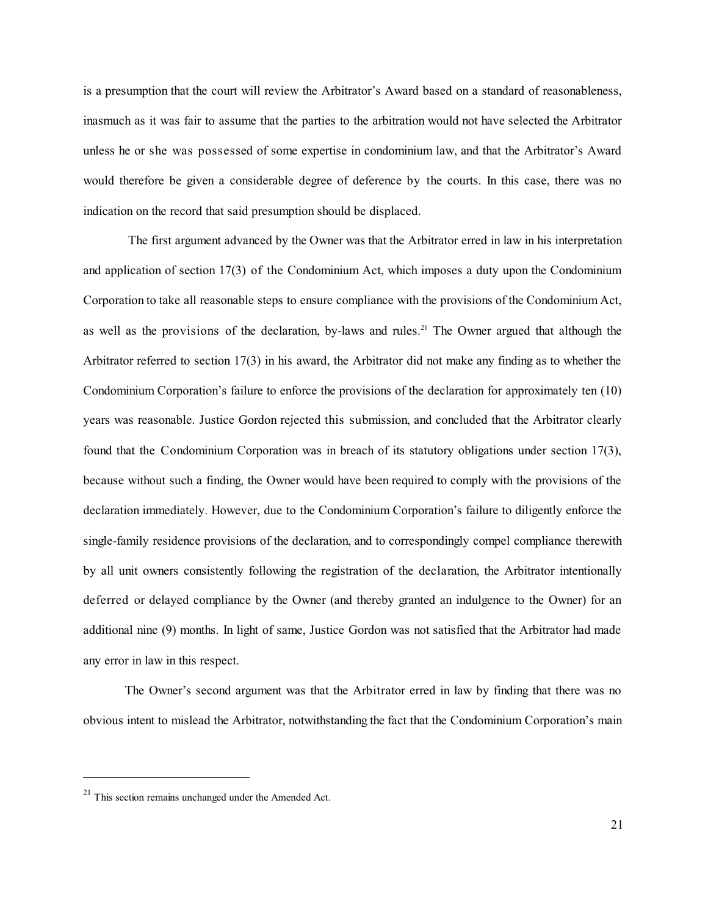is a presumption that the court will review the Arbitrator's Award based on a standard of reasonableness, inasmuch as it was fair to assume that the parties to the arbitration would not have selected the Arbitrator unless he or she was possessed of some expertise in condominium law, and that the Arbitrator's Award would therefore be given a considerable degree of deference by the courts. In this case, there was no indication on the record that said presumption should be displaced.

The first argument advanced by the Owner was that the Arbitrator erred in law in his interpretation and application of section 17(3) of the Condominium Act, which imposes a duty upon the Condominium Corporation to take all reasonable steps to ensure compliance with the provisions of the Condominium Act, as well as the provisions of the declaration, by-laws and rules.[21] The Owner argued that although the Arbitrator referred to section 17(3) in his award, the Arbitrator did not make any finding as to whether the Condominium Corporation's failure to enforce the provisions of the declaration for approximately ten (10) years was reasonable. Justice Gordon rejected this submission, and concluded that the Arbitrator clearly found that the Condominium Corporation was in breach of its statutory obligations under section 17(3), because without such a finding, the Owner would have been required to comply with the provisions of the declaration immediately. However, due to the Condominium Corporation's failure to diligently enforce the single-family residence provisions of the declaration, and to correspondingly compel compliance therewith by all unit owners consistently following the registration of the declaration, the Arbitrator intentionally deferred or delayed compliance by the Owner (and thereby granted an indulgence to the Owner) for an additional nine (9) months. In light of same, Justice Gordon was not satisfied that the Arbitrator had made any error in law in this respect.

The Owner's second argument was that the Arbitrator erred in law by finding that there was no obvious intent to mislead the Arbitrator, notwithstanding the fact that the Condominium Corporation's main

---

[21] This section remains unchanged under the Amended Act.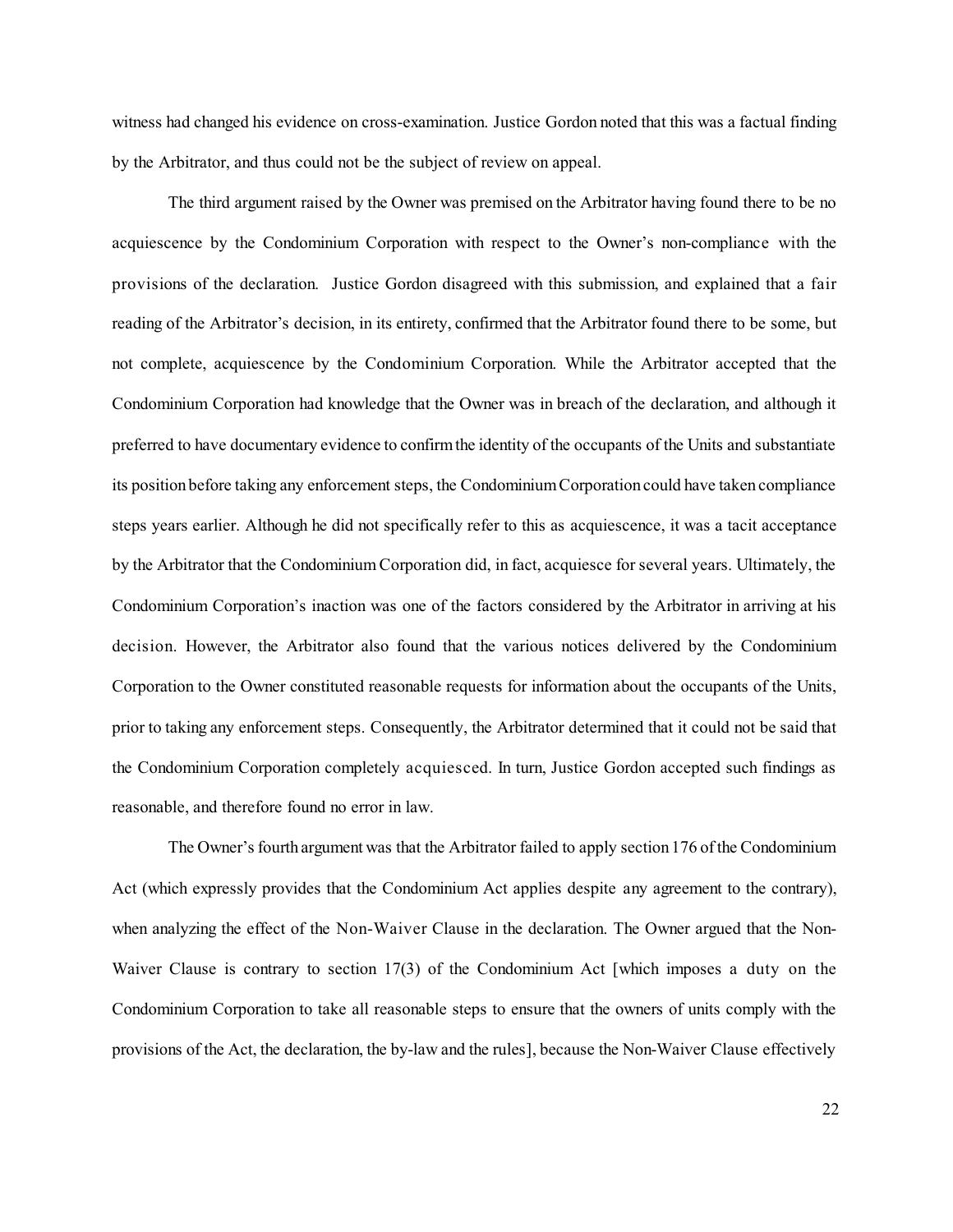witness had changed his evidence on cross-examination. Justice Gordon noted that this was a factual finding by the Arbitrator, and thus could not be the subject of review on appeal.

The third argument raised by the Owner was premised on the Arbitrator having found there to be no acquiescence by the Condominium Corporation with respect to the Owner's non-compliance with the provisions of the declaration. Justice Gordon disagreed with this submission, and explained that a fair reading of the Arbitrator's decision, in its entirety, confirmed that the Arbitrator found there to be some, but not complete, acquiescence by the Condominium Corporation. While the Arbitrator accepted that the Condominium Corporation had knowledge that the Owner was in breach of the declaration, and although it preferred to have documentary evidence to confirm the identity of the occupants of the Units and substantiate its position before taking any enforcement steps, the Condominium Corporation could have taken compliance steps years earlier. Although he did not specifically refer to this as acquiescence, it was a tacit acceptance by the Arbitrator that the Condominium Corporation did, in fact, acquiesce for several years. Ultimately, the Condominium Corporation's inaction was one of the factors considered by the Arbitrator in arriving at his decision. However, the Arbitrator also found that the various notices delivered by the Condominium Corporation to the Owner constituted reasonable requests for information about the occupants of the Units, prior to taking any enforcement steps. Consequently, the Arbitrator determined that it could not be said that the Condominium Corporation completely acquiesced. In turn, Justice Gordon accepted such findings as reasonable, and therefore found no error in law.

The Owner's fourth argument was that the Arbitrator failed to apply section 176 of the Condominium Act (which expressly provides that the Condominium Act applies despite any agreement to the contrary), when analyzing the effect of the Non-Waiver Clause in the declaration. The Owner argued that the Non-Waiver Clause is contrary to section 17(3) of the Condominium Act [which imposes a duty on the Condominium Corporation to take all reasonable steps to ensure that the owners of units comply with the provisions of the Act, the declaration, the by-law and the rules], because the Non-Waiver Clause effectively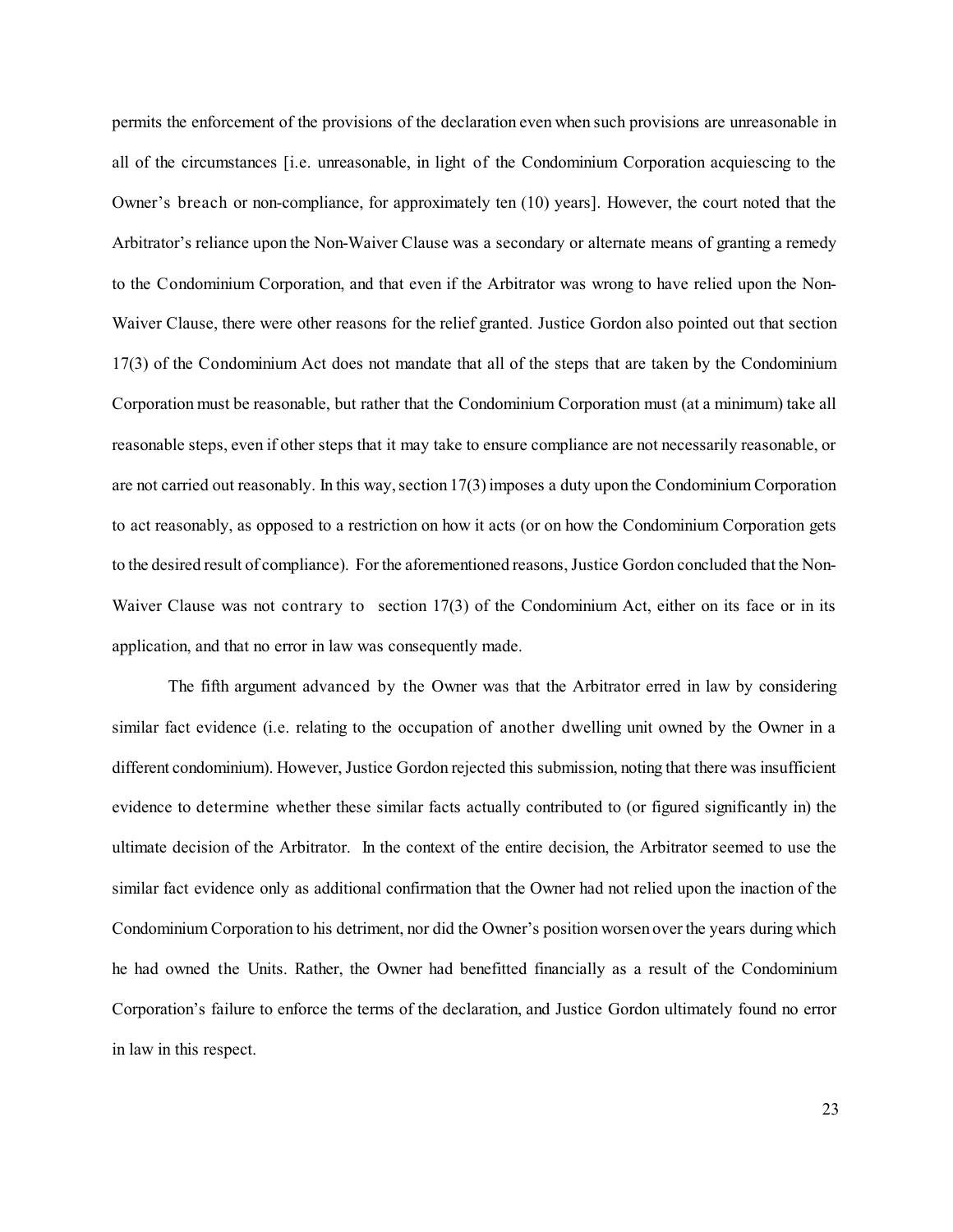permits the enforcement of the provisions of the declaration even when such provisions are unreasonable in all of the circumstances [i.e. unreasonable, in light of the Condominium Corporation acquiescing to the Owner's breach or non-compliance, for approximately ten (10) years]. However, the court noted that the Arbitrator's reliance upon the Non-Waiver Clause was a secondary or alternate means of granting a remedy to the Condominium Corporation, and that even if the Arbitrator was wrong to have relied upon the Non-Waiver Clause, there were other reasons for the relief granted. Justice Gordon also pointed out that section 17(3) of the Condominium Act does not mandate that all of the steps that are taken by the Condominium Corporation must be reasonable, but rather that the Condominium Corporation must (at a minimum) take all reasonable steps, even if other steps that it may take to ensure compliance are not necessarily reasonable, or are not carried out reasonably. In this way, section 17(3) imposes a duty upon the Condominium Corporation to act reasonably, as opposed to a restriction on how it acts (or on how the Condominium Corporation gets to the desired result of compliance). For the aforementioned reasons, Justice Gordon concluded that the Non-Waiver Clause was not contrary to section 17(3) of the Condominium Act, either on its face or in its application, and that no error in law was consequently made.

The fifth argument advanced by the Owner was that the Arbitrator erred in law by considering similar fact evidence (i.e. relating to the occupation of another dwelling unit owned by the Owner in a different condominium). However, Justice Gordon rejected this submission, noting that there was insufficient evidence to determine whether these similar facts actually contributed to (or figured significantly in) the ultimate decision of the Arbitrator. In the context of the entire decision, the Arbitrator seemed to use the similar fact evidence only as additional confirmation that the Owner had not relied upon the inaction of the Condominium Corporation to his detriment, nor did the Owner's position worsen over the years during which he had owned the Units. Rather, the Owner had benefitted financially as a result of the Condominium Corporation's failure to enforce the terms of the declaration, and Justice Gordon ultimately found no error in law in this respect.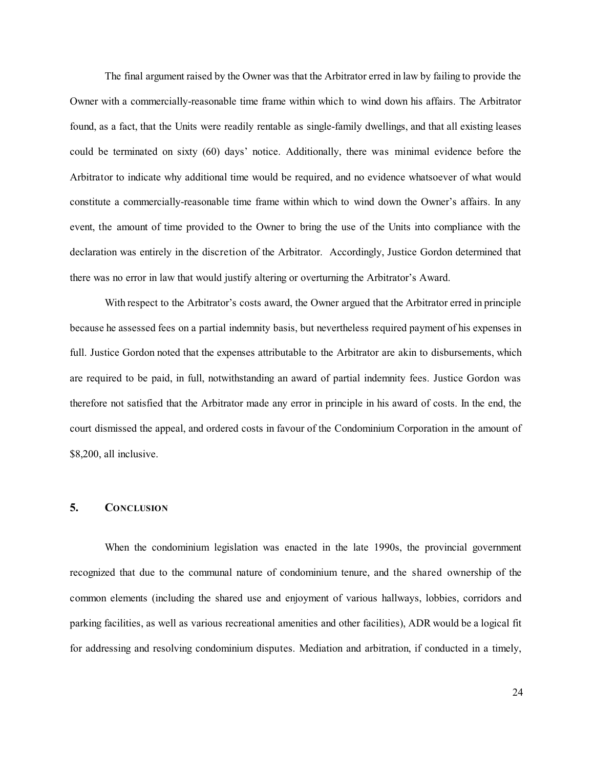The final argument raised by the Owner was that the Arbitrator erred in law by failing to provide the Owner with a commercially-reasonable time frame within which to wind down his affairs. The Arbitrator found, as a fact, that the Units were readily rentable as single-family dwellings, and that all existing leases could be terminated on sixty (60) days' notice. Additionally, there was minimal evidence before the Arbitrator to indicate why additional time would be required, and no evidence whatsoever of what would constitute a commercially-reasonable time frame within which to wind down the Owner's affairs. In any event, the amount of time provided to the Owner to bring the use of the Units into compliance with the declaration was entirely in the discretion of the Arbitrator. Accordingly, Justice Gordon determined that there was no error in law that would justify altering or overturning the Arbitrator's Award.

With respect to the Arbitrator's costs award, the Owner argued that the Arbitrator erred in principle because he assessed fees on a partial indemnity basis, but nevertheless required payment of his expenses in full. Justice Gordon noted that the expenses attributable to the Arbitrator are akin to disbursements, which are required to be paid, in full, notwithstanding an award of partial indemnity fees. Justice Gordon was therefore not satisfied that the Arbitrator made any error in principle in his award of costs. In the end, the court dismissed the appeal, and ordered costs in favour of the Condominium Corporation in the amount of $8,200, all inclusive.

## 5. Conclusion

When the condominium legislation was enacted in the late 1990s, the provincial government recognized that due to the communal nature of condominium tenure, and the shared ownership of the common elements (including the shared use and enjoyment of various hallways, lobbies, corridors and parking facilities, as well as various recreational amenities and other facilities), ADR would be a logical fit for addressing and resolving condominium disputes. Mediation and arbitration, if conducted in a timely,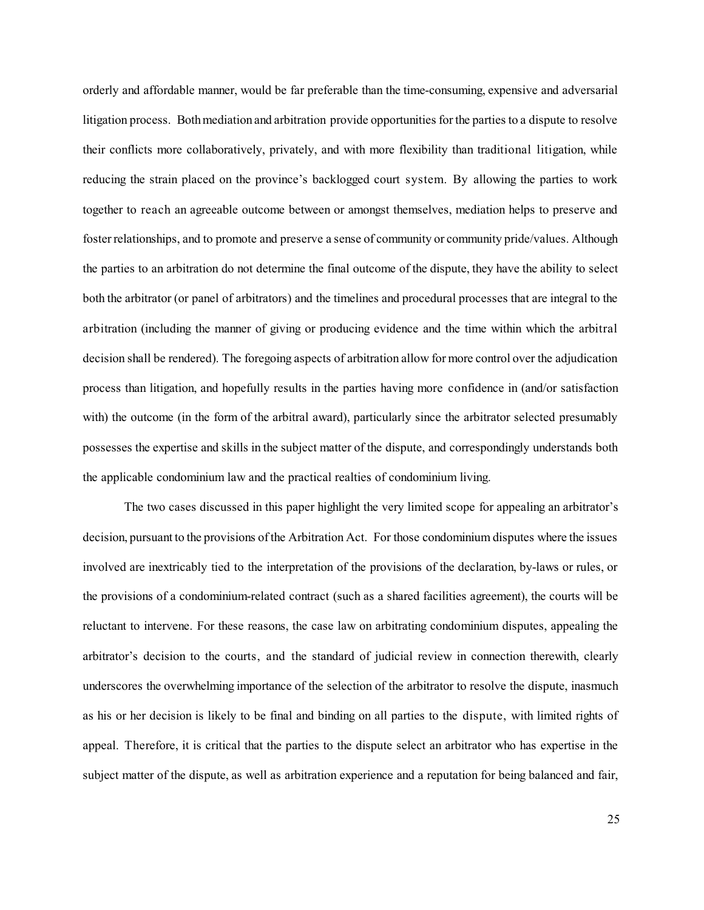orderly and affordable manner, would be far preferable than the time-consuming, expensive and adversarial litigation process. Both mediation and arbitration provide opportunities for the parties to a dispute to resolve their conflicts more collaboratively, privately, and with more flexibility than traditional litigation, while reducing the strain placed on the province's backlogged court system. By allowing the parties to work together to reach an agreeable outcome between or amongst themselves, mediation helps to preserve and foster relationships, and to promote and preserve a sense of community or community pride/values. Although the parties to an arbitration do not determine the final outcome of the dispute, they have the ability to select both the arbitrator (or panel of arbitrators) and the timelines and procedural processes that are integral to the arbitration (including the manner of giving or producing evidence and the time within which the arbitral decision shall be rendered). The foregoing aspects of arbitration allow for more control over the adjudication process than litigation, and hopefully results in the parties having more confidence in (and/or satisfaction with) the outcome (in the form of the arbitral award), particularly since the arbitrator selected presumably possesses the expertise and skills in the subject matter of the dispute, and correspondingly understands both the applicable condominium law and the practical realties of condominium living.

The two cases discussed in this paper highlight the very limited scope for appealing an arbitrator's decision, pursuant to the provisions of the Arbitration Act. For those condominium disputes where the issues involved are inextricably tied to the interpretation of the provisions of the declaration, by-laws or rules, or the provisions of a condominium-related contract (such as a shared facilities agreement), the courts will be reluctant to intervene. For these reasons, the case law on arbitrating condominium disputes, appealing the arbitrator's decision to the courts, and the standard of judicial review in connection therewith, clearly underscores the overwhelming importance of the selection of the arbitrator to resolve the dispute, inasmuch as his or her decision is likely to be final and binding on all parties to the dispute, with limited rights of appeal. Therefore, it is critical that the parties to the dispute select an arbitrator who has expertise in the subject matter of the dispute, as well as arbitration experience and a reputation for being balanced and fair,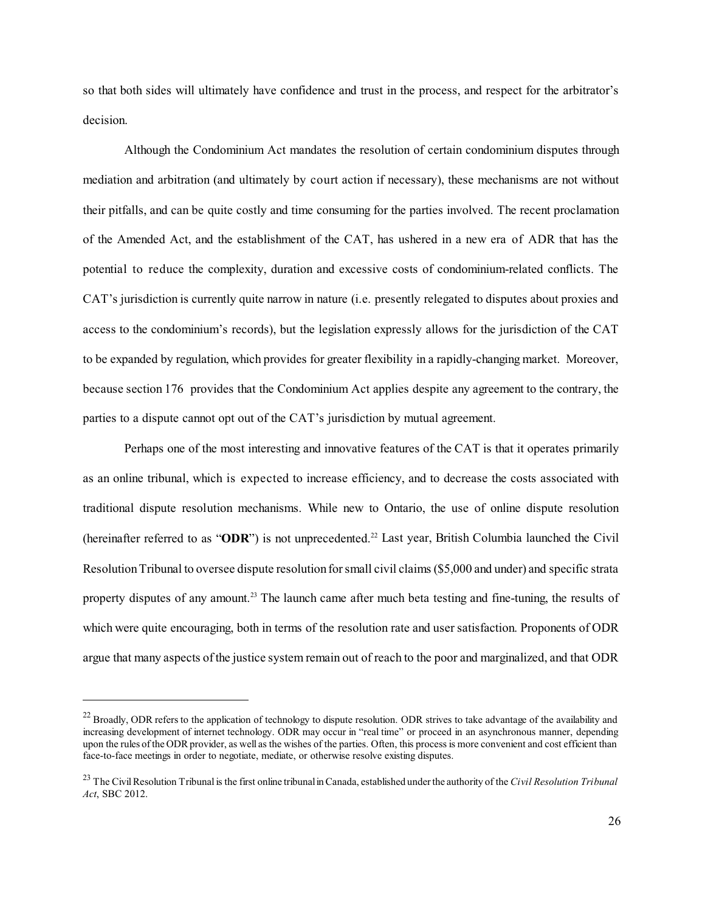so that both sides will ultimately have confidence and trust in the process, and respect for the arbitrator's decision.

Although the Condominium Act mandates the resolution of certain condominium disputes through mediation and arbitration (and ultimately by court action if necessary), these mechanisms are not without their pitfalls, and can be quite costly and time consuming for the parties involved. The recent proclamation of the Amended Act, and the establishment of the CAT, has ushered in a new era of ADR that has the potential to reduce the complexity, duration and excessive costs of condominium-related conflicts. The CAT's jurisdiction is currently quite narrow in nature (i.e. presently relegated to disputes about proxies and access to the condominium's records), but the legislation expressly allows for the jurisdiction of the CAT to be expanded by regulation, which provides for greater flexibility in a rapidly-changing market. Moreover, because section 176 provides that the Condominium Act applies despite any agreement to the contrary, the parties to a dispute cannot opt out of the CAT's jurisdiction by mutual agreement.

Perhaps one of the most interesting and innovative features of the CAT is that it operates primarily as an online tribunal, which is expected to increase efficiency, and to decrease the costs associated with traditional dispute resolution mechanisms. While new to Ontario, the use of online dispute resolution (hereinafter referred to as "**ODR**") is not unprecedented.[22] Last year, British Columbia launched the Civil Resolution Tribunal to oversee dispute resolution for small civil claims ($5,000 and under) and specific strata property disputes of any amount.[23] The launch came after much beta testing and fine-tuning, the results of which were quite encouraging, both in terms of the resolution rate and user satisfaction. Proponents of ODR argue that many aspects of the justice system remain out of reach to the poor and marginalized, and that ODR

---

[22] Broadly, ODR refers to the application of technology to dispute resolution. ODR strives to take advantage of the availability and increasing development of internet technology. ODR may occur in "real time" or proceed in an asynchronous manner, depending upon the rules of the ODR provider, as well as the wishes of the parties. Often, this process is more convenient and cost efficient than face-to-face meetings in order to negotiate, mediate, or otherwise resolve existing disputes.

[23] The Civil Resolution Tribunal is the first online tribunal in Canada, established under the authority of the *Civil Resolution Tribunal Act*, SBC 2012.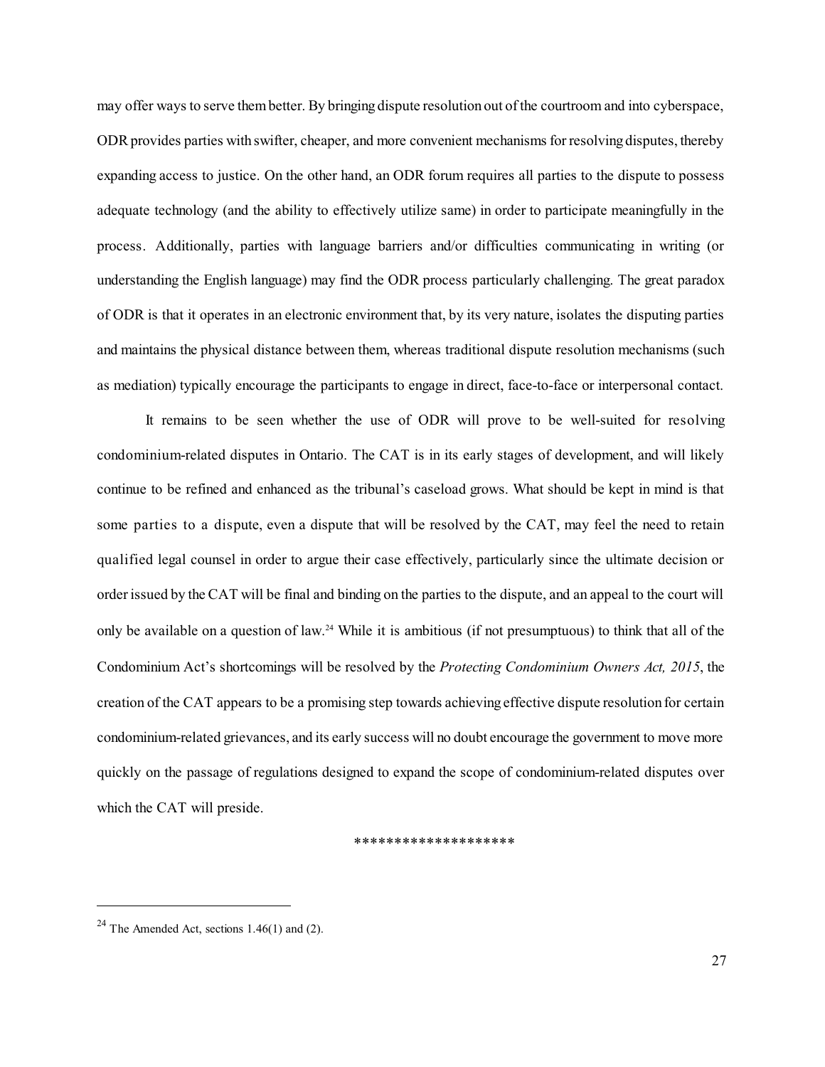may offer ways to serve them better. By bringing dispute resolution out of the courtroom and into cyberspace, ODR provides parties with swifter, cheaper, and more convenient mechanisms for resolving disputes, thereby expanding access to justice. On the other hand, an ODR forum requires all parties to the dispute to possess adequate technology (and the ability to effectively utilize same) in order to participate meaningfully in the process. Additionally, parties with language barriers and/or difficulties communicating in writing (or understanding the English language) may find the ODR process particularly challenging. The great paradox of ODR is that it operates in an electronic environment that, by its very nature, isolates the disputing parties and maintains the physical distance between them, whereas traditional dispute resolution mechanisms (such as mediation) typically encourage the participants to engage in direct, face-to-face or interpersonal contact.

It remains to be seen whether the use of ODR will prove to be well-suited for resolving condominium-related disputes in Ontario. The CAT is in its early stages of development, and will likely continue to be refined and enhanced as the tribunal's caseload grows. What should be kept in mind is that some parties to a dispute, even a dispute that will be resolved by the CAT, may feel the need to retain qualified legal counsel in order to argue their case effectively, particularly since the ultimate decision or order issued by the CAT will be final and binding on the parties to the dispute, and an appeal to the court will only be available on a question of law.[24] While it is ambitious (if not presumptuous) to think that all of the Condominium Act's shortcomings will be resolved by the *Protecting Condominium Owners Act, 2015*, the creation of the CAT appears to be a promising step towards achieving effective dispute resolution for certain condominium-related grievances, and its early success will no doubt encourage the government to move more quickly on the passage of regulations designed to expand the scope of condominium-related disputes over which the CAT will preside.

*******************

[24] The Amended Act, sections 1.46(1) and (2).